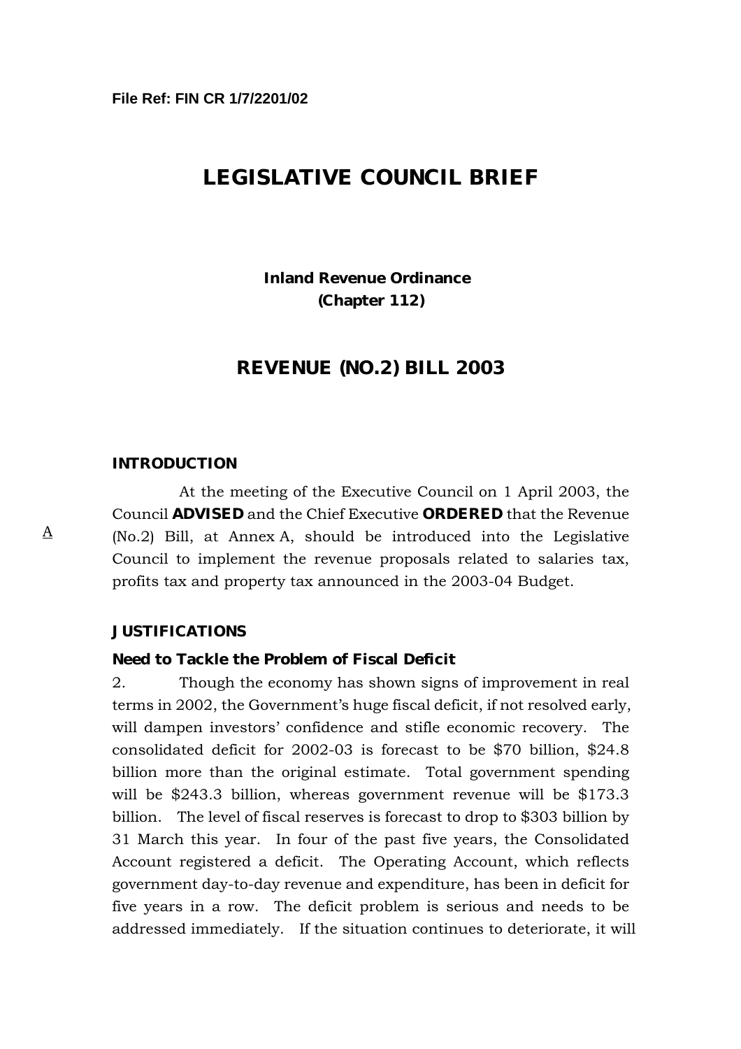File Ref: FIN CR 1/7/2201/02

# LEGISLATIVE COUNCIL BRIEF

**Inland Revenue Ordinance**
**(Chapter 112)**

## REVENUE (NO.2) BILL 2003

### INTRODUCTION

A

At the meeting of the Executive Council on 1 April 2003, the Council **ADVISED** and the Chief Executive **ORDERED** that the Revenue (No.2) Bill, at Annex A, should be introduced into the Legislative Council to implement the revenue proposals related to salaries tax, profits tax and property tax announced in the 2003-04 Budget.

### JUSTIFICATIONS

#### Need to Tackle the Problem of Fiscal Deficit

2. Though the economy has shown signs of improvement in real terms in 2002, the Government's huge fiscal deficit, if not resolved early, will dampen investors' confidence and stifle economic recovery. The consolidated deficit for 2002-03 is forecast to be $70 billion, $24.8 billion more than the original estimate. Total government spending will be $243.3 billion, whereas government revenue will be $173.3 billion. The level of fiscal reserves is forecast to drop to $303 billion by 31 March this year. In four of the past five years, the Consolidated Account registered a deficit. The Operating Account, which reflects government day-to-day revenue and expenditure, has been in deficit for five years in a row. The deficit problem is serious and needs to be addressed immediately. If the situation continues to deteriorate, it will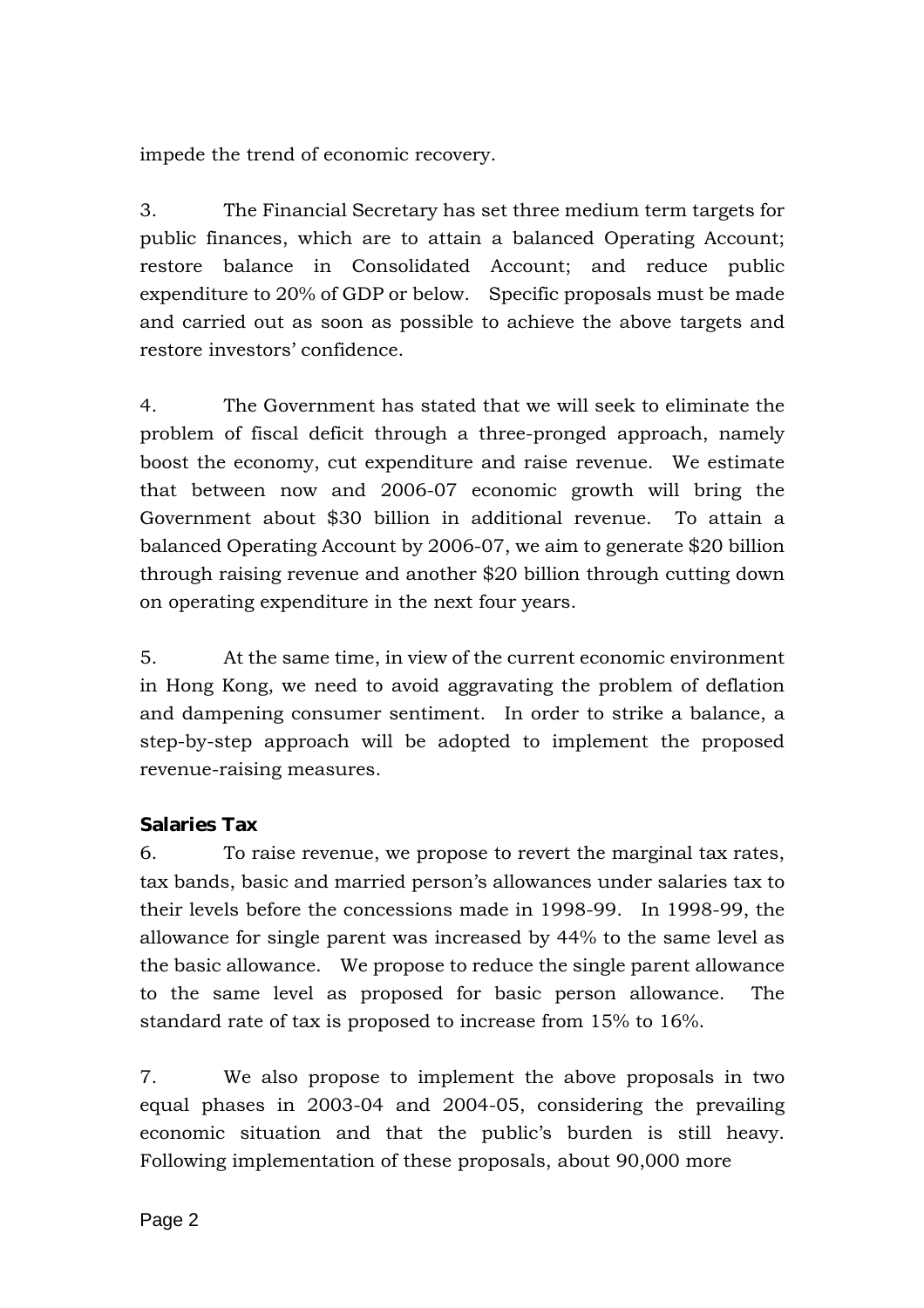impede the trend of economic recovery.

3. The Financial Secretary has set three medium term targets for public finances, which are to attain a balanced Operating Account; restore balance in Consolidated Account; and reduce public expenditure to 20% of GDP or below. Specific proposals must be made and carried out as soon as possible to achieve the above targets and restore investors' confidence.

4. The Government has stated that we will seek to eliminate the problem of fiscal deficit through a three-pronged approach, namely boost the economy, cut expenditure and raise revenue. We estimate that between now and 2006-07 economic growth will bring the Government about $30 billion in additional revenue. To attain a balanced Operating Account by 2006-07, we aim to generate $20 billion through raising revenue and another $20 billion through cutting down on operating expenditure in the next four years.

5. At the same time, in view of the current economic environment in Hong Kong, we need to avoid aggravating the problem of deflation and dampening consumer sentiment. In order to strike a balance, a step-by-step approach will be adopted to implement the proposed revenue-raising measures.

**Salaries Tax**

6. To raise revenue, we propose to revert the marginal tax rates, tax bands, basic and married person's allowances under salaries tax to their levels before the concessions made in 1998-99. In 1998-99, the allowance for single parent was increased by 44% to the same level as the basic allowance. We propose to reduce the single parent allowance to the same level as proposed for basic person allowance. The standard rate of tax is proposed to increase from 15% to 16%.

7. We also propose to implement the above proposals in two equal phases in 2003-04 and 2004-05, considering the prevailing economic situation and that the public's burden is still heavy. Following implementation of these proposals, about 90,000 more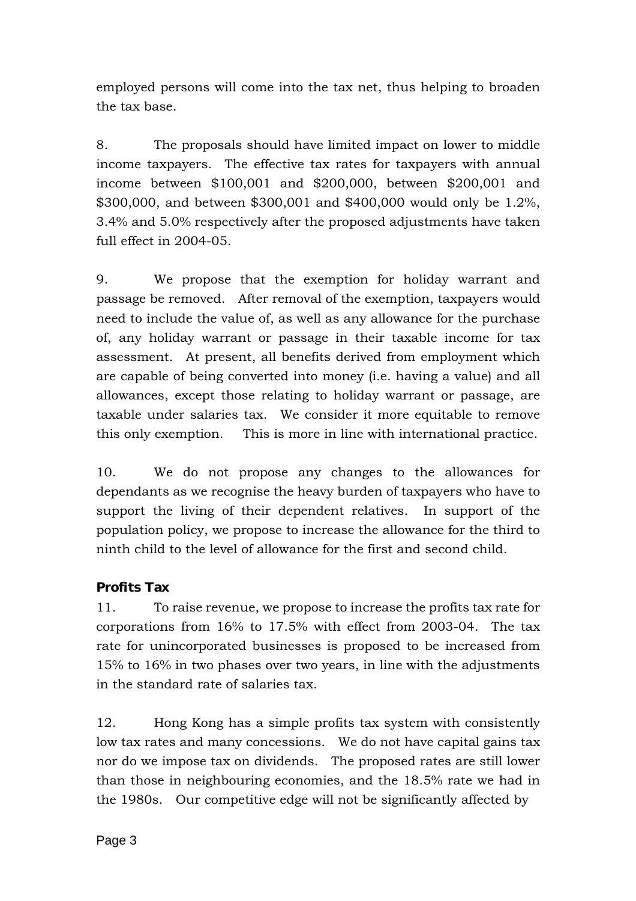employed persons will come into the tax net, thus helping to broaden the tax base.

8. The proposals should have limited impact on lower to middle income taxpayers. The effective tax rates for taxpayers with annual income between $100,001 and $200,000, between $200,001 and $300,000, and between $300,001 and $400,000 would only be 1.2%, 3.4% and 5.0% respectively after the proposed adjustments have taken full effect in 2004-05.

9. We propose that the exemption for holiday warrant and passage be removed. After removal of the exemption, taxpayers would need to include the value of, as well as any allowance for the purchase of, any holiday warrant or passage in their taxable income for tax assessment. At present, all benefits derived from employment which are capable of being converted into money (i.e. having a value) and all allowances, except those relating to holiday warrant or passage, are taxable under salaries tax. We consider it more equitable to remove this only exemption. This is more in line with international practice.

10. We do not propose any changes to the allowances for dependants as we recognise the heavy burden of taxpayers who have to support the living of their dependent relatives. In support of the population policy, we propose to increase the allowance for the third to ninth child to the level of allowance for the first and second child.

**Profits Tax**

11. To raise revenue, we propose to increase the profits tax rate for corporations from 16% to 17.5% with effect from 2003-04. The tax rate for unincorporated businesses is proposed to be increased from 15% to 16% in two phases over two years, in line with the adjustments in the standard rate of salaries tax.

12. Hong Kong has a simple profits tax system with consistently low tax rates and many concessions. We do not have capital gains tax nor do we impose tax on dividends. The proposed rates are still lower than those in neighbouring economies, and the 18.5% rate we had in the 1980s. Our competitive edge will not be significantly affected by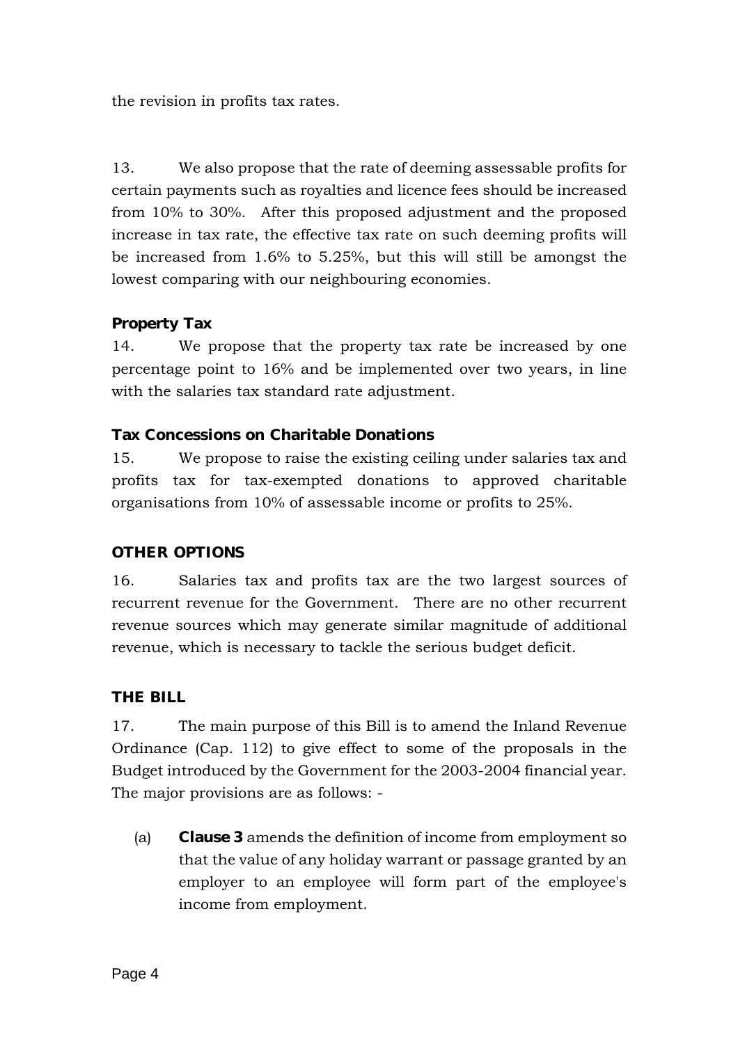the revision in profits tax rates.

13. We also propose that the rate of deeming assessable profits for certain payments such as royalties and licence fees should be increased from 10% to 30%. After this proposed adjustment and the proposed increase in tax rate, the effective tax rate on such deeming profits will be increased from 1.6% to 5.25%, but this will still be amongst the lowest comparing with our neighbouring economies.

**Property Tax**

14. We propose that the property tax rate be increased by one percentage point to 16% and be implemented over two years, in line with the salaries tax standard rate adjustment.

**Tax Concessions on Charitable Donations**

15. We propose to raise the existing ceiling under salaries tax and profits tax for tax-exempted donations to approved charitable organisations from 10% of assessable income or profits to 25%.

## OTHER OPTIONS

16. Salaries tax and profits tax are the two largest sources of recurrent revenue for the Government. There are no other recurrent revenue sources which may generate similar magnitude of additional revenue, which is necessary to tackle the serious budget deficit.

## THE BILL

17. The main purpose of this Bill is to amend the Inland Revenue Ordinance (Cap. 112) to give effect to some of the proposals in the Budget introduced by the Government for the 2003-2004 financial year. The major provisions are as follows: -

(a) **Clause 3** amends the definition of income from employment so that the value of any holiday warrant or passage granted by an employer to an employee will form part of the employee's income from employment.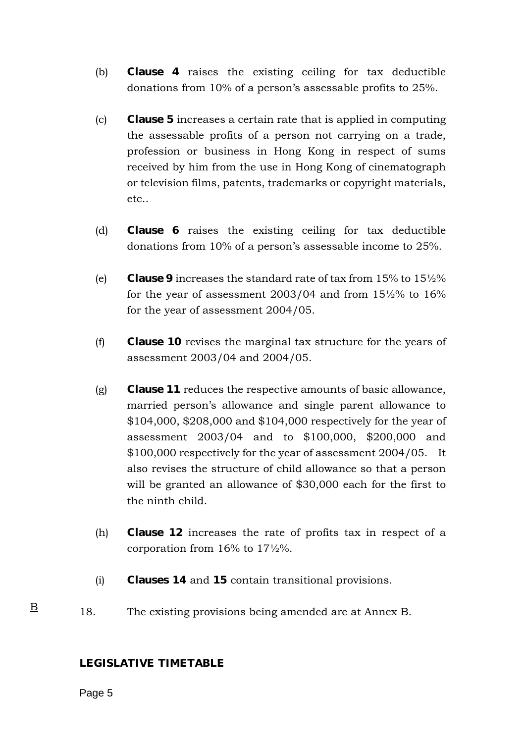(b) **Clause 4** raises the existing ceiling for tax deductible donations from 10% of a person's assessable profits to 25%.

(c) **Clause 5** increases a certain rate that is applied in computing the assessable profits of a person not carrying on a trade, profession or business in Hong Kong in respect of sums received by him from the use in Hong Kong of cinematograph or television films, patents, trademarks or copyright materials, etc..

(d) **Clause 6** raises the existing ceiling for tax deductible donations from 10% of a person's assessable income to 25%.

(e) **Clause 9** increases the standard rate of tax from 15% to 15½% for the year of assessment 2003/04 and from 15½% to 16% for the year of assessment 2004/05.

(f) **Clause 10** revises the marginal tax structure for the years of assessment 2003/04 and 2004/05.

(g) **Clause 11** reduces the respective amounts of basic allowance, married person's allowance and single parent allowance to $104,000, $208,000 and $104,000 respectively for the year of assessment 2003/04 and to $100,000, $200,000 and $100,000 respectively for the year of assessment 2004/05. It also revises the structure of child allowance so that a person will be granted an allowance of $30,000 each for the first to the ninth child.

(h) **Clause 12** increases the rate of profits tax in respect of a corporation from 16% to 17½%.

(i) **Clauses 14** and **15** contain transitional provisions.

B

18. The existing provisions being amended are at Annex B.

**LEGISLATIVE TIMETABLE**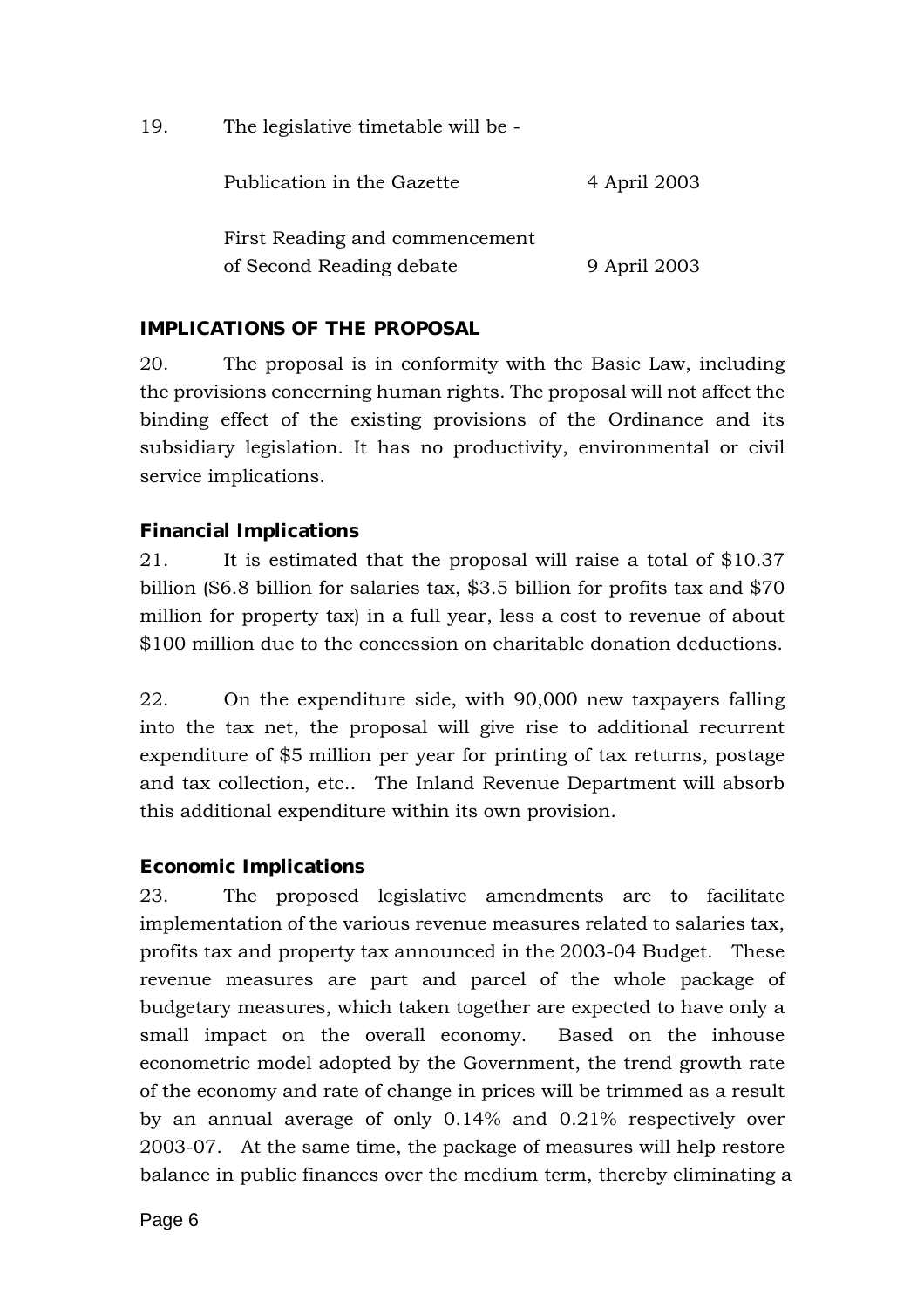19. The legislative timetable will be -

| | |
|---|---|
| Publication in the Gazette | 4 April 2003 |
| First Reading and commencement of Second Reading debate | 9 April 2003 |

## IMPLICATIONS OF THE PROPOSAL

20. The proposal is in conformity with the Basic Law, including the provisions concerning human rights. The proposal will not affect the binding effect of the existing provisions of the Ordinance and its subsidiary legislation. It has no productivity, environmental or civil service implications.

### Financial Implications

21. It is estimated that the proposal will raise a total of $10.37 billion ($6.8 billion for salaries tax, $3.5 billion for profits tax and $70 million for property tax) in a full year, less a cost to revenue of about $100 million due to the concession on charitable donation deductions.

22. On the expenditure side, with 90,000 new taxpayers falling into the tax net, the proposal will give rise to additional recurrent expenditure of $5 million per year for printing of tax returns, postage and tax collection, etc.. The Inland Revenue Department will absorb this additional expenditure within its own provision.

### Economic Implications

23. The proposed legislative amendments are to facilitate implementation of the various revenue measures related to salaries tax, profits tax and property tax announced in the 2003-04 Budget. These revenue measures are part and parcel of the whole package of budgetary measures, which taken together are expected to have only a small impact on the overall economy. Based on the inhouse econometric model adopted by the Government, the trend growth rate of the economy and rate of change in prices will be trimmed as a result by an annual average of only 0.14% and 0.21% respectively over 2003-07. At the same time, the package of measures will help restore balance in public finances over the medium term, thereby eliminating a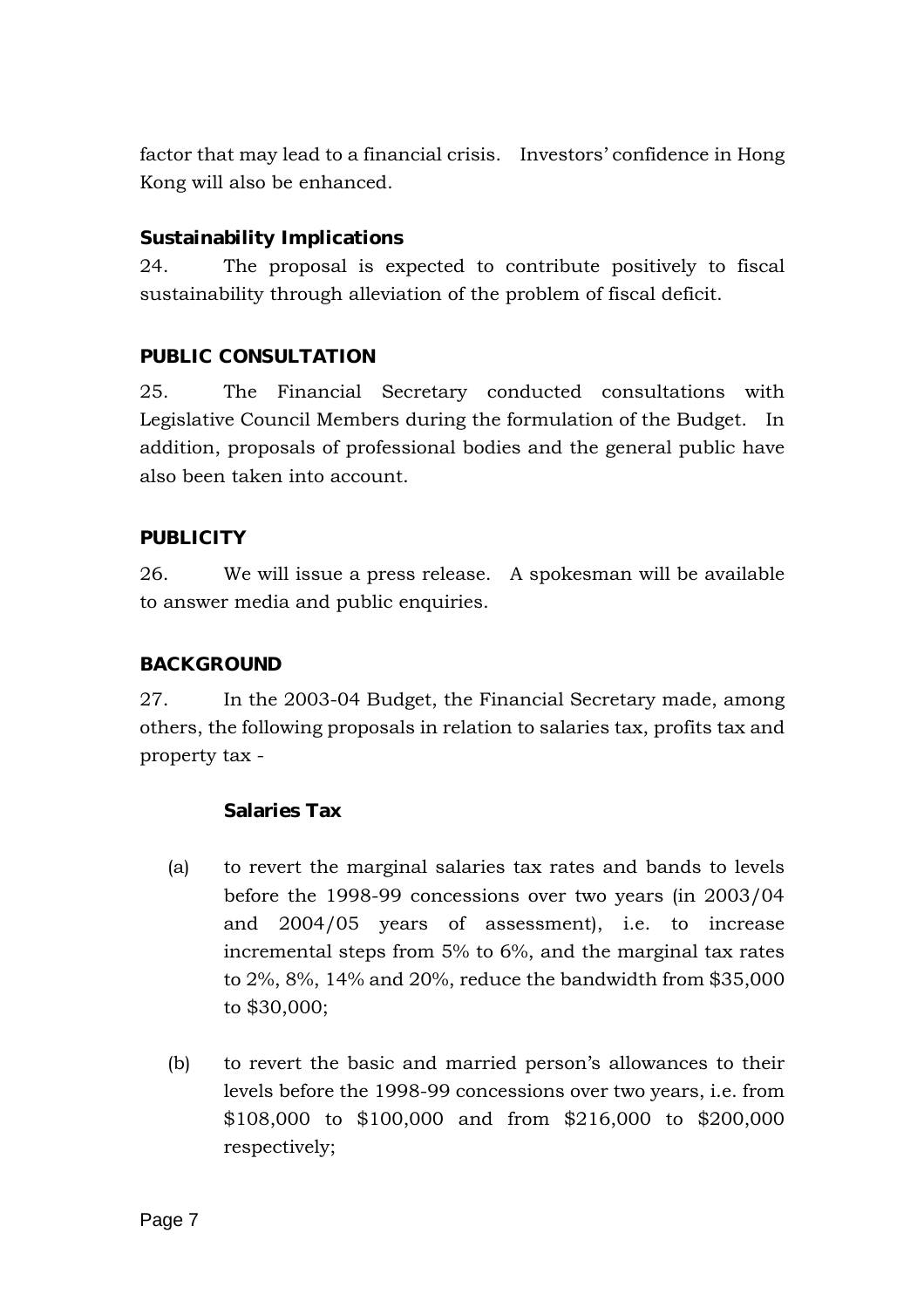factor that may lead to a financial crisis. Investors' confidence in Hong Kong will also be enhanced.

**Sustainability Implications**

24. The proposal is expected to contribute positively to fiscal sustainability through alleviation of the problem of fiscal deficit.

## PUBLIC CONSULTATION

25. The Financial Secretary conducted consultations with Legislative Council Members during the formulation of the Budget. In addition, proposals of professional bodies and the general public have also been taken into account.

## PUBLICITY

26. We will issue a press release. A spokesman will be available to answer media and public enquiries.

## BACKGROUND

27. In the 2003-04 Budget, the Financial Secretary made, among others, the following proposals in relation to salaries tax, profits tax and property tax -

**Salaries Tax**

(a) to revert the marginal salaries tax rates and bands to levels before the 1998-99 concessions over two years (in 2003/04 and 2004/05 years of assessment), i.e. to increase incremental steps from 5% to 6%, and the marginal tax rates to 2%, 8%, 14% and 20%, reduce the bandwidth from $35,000 to $30,000;

(b) to revert the basic and married person's allowances to their levels before the 1998-99 concessions over two years, i.e. from $108,000 to $100,000 and from $216,000 to $200,000 respectively;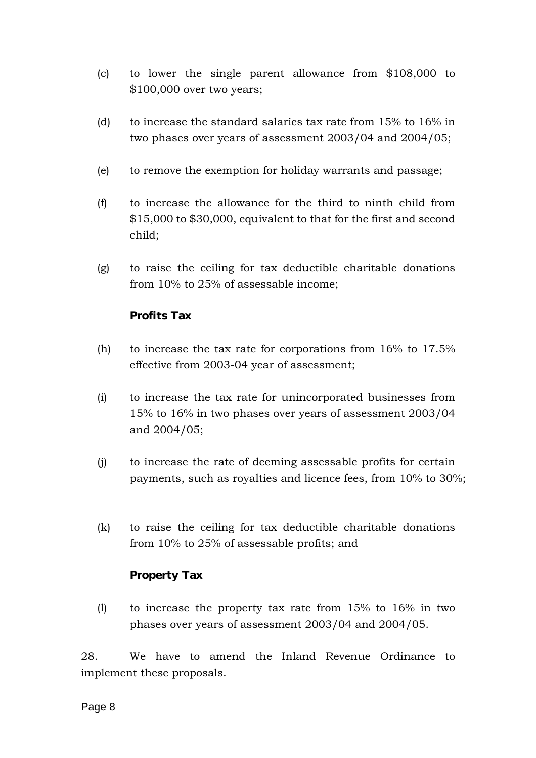(c) to lower the single parent allowance from $108,000 to $100,000 over two years;

(d) to increase the standard salaries tax rate from 15% to 16% in two phases over years of assessment 2003/04 and 2004/05;

(e) to remove the exemption for holiday warrants and passage;

(f) to increase the allowance for the third to ninth child from $15,000 to $30,000, equivalent to that for the first and second child;

(g) to raise the ceiling for tax deductible charitable donations from 10% to 25% of assessable income;

**Profits Tax**

(h) to increase the tax rate for corporations from 16% to 17.5% effective from 2003-04 year of assessment;

(i) to increase the tax rate for unincorporated businesses from 15% to 16% in two phases over years of assessment 2003/04 and 2004/05;

(j) to increase the rate of deeming assessable profits for certain payments, such as royalties and licence fees, from 10% to 30%;

(k) to raise the ceiling for tax deductible charitable donations from 10% to 25% of assessable profits; and

**Property Tax**

(l) to increase the property tax rate from 15% to 16% in two phases over years of assessment 2003/04 and 2004/05.

28. We have to amend the Inland Revenue Ordinance to implement these proposals.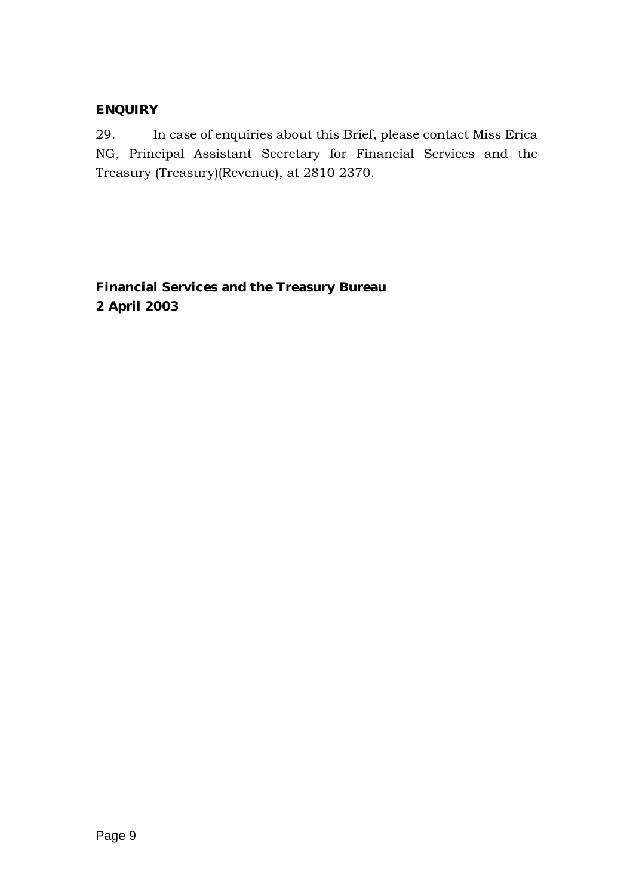## ENQUIRY

29. In case of enquiries about this Brief, please contact Miss Erica NG, Principal Assistant Secretary for Financial Services and the Treasury (Treasury)(Revenue), at 2810 2370.

**Financial Services and the Treasury Bureau**
**2 April 2003**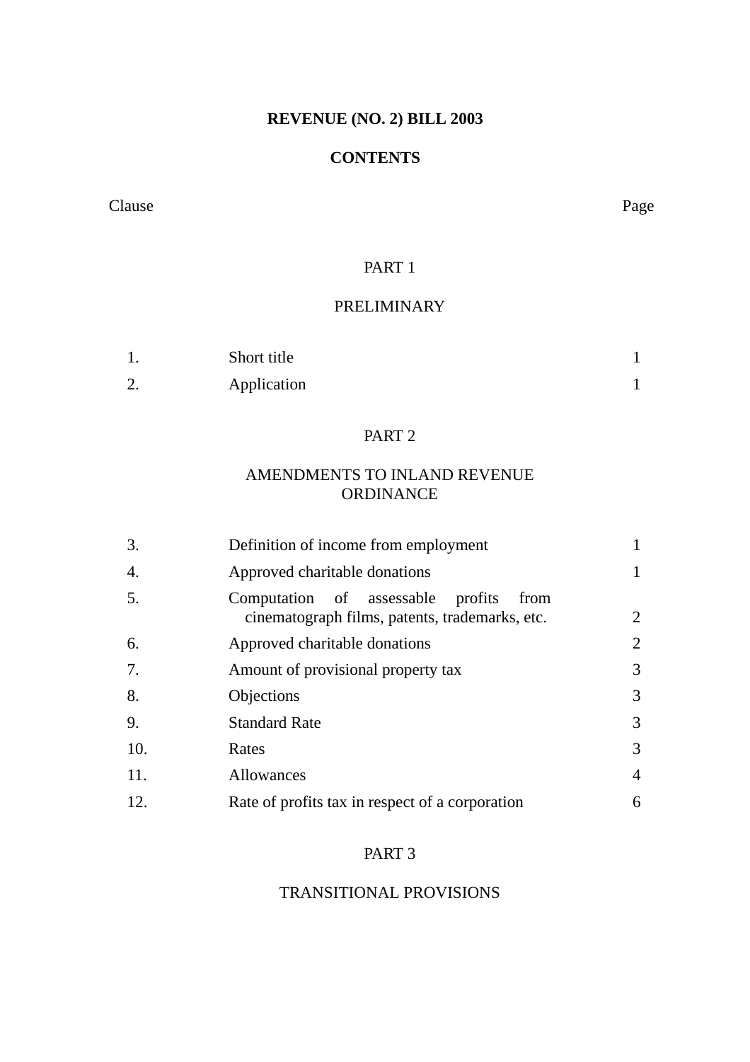# REVENUE (NO. 2) BILL 2003

## CONTENTS

| Clause | | Page |
|---|---|---|

### PART 1

### PRELIMINARY

| | | |
|---|---|---|
| 1. | Short title | 1 |
| 2. | Application | 1 |

### PART 2

### AMENDMENTS TO INLAND REVENUE ORDINANCE

| | | |
|---|---|---|
| 3. | Definition of income from employment | 1 |
| 4. | Approved charitable donations | 1 |
| 5. | Computation of assessable profits from cinematograph films, patents, trademarks, etc. | 2 |
| 6. | Approved charitable donations | 2 |
| 7. | Amount of provisional property tax | 3 |
| 8. | Objections | 3 |
| 9. | Standard Rate | 3 |
| 10. | Rates | 3 |
| 11. | Allowances | 4 |
| 12. | Rate of profits tax in respect of a corporation | 6 |

### PART 3

### TRANSITIONAL PROVISIONS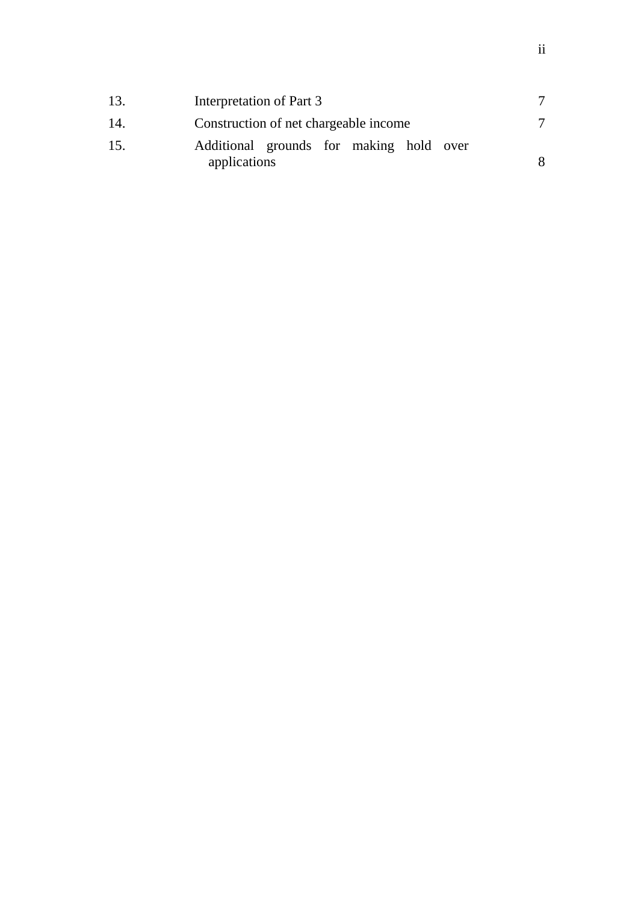| | | |
|---|---|---|
| 13. | Interpretation of Part 3 | 7 |
| 14. | Construction of net chargeable income | 7 |
| 15. | Additional grounds for making hold over applications | 8 |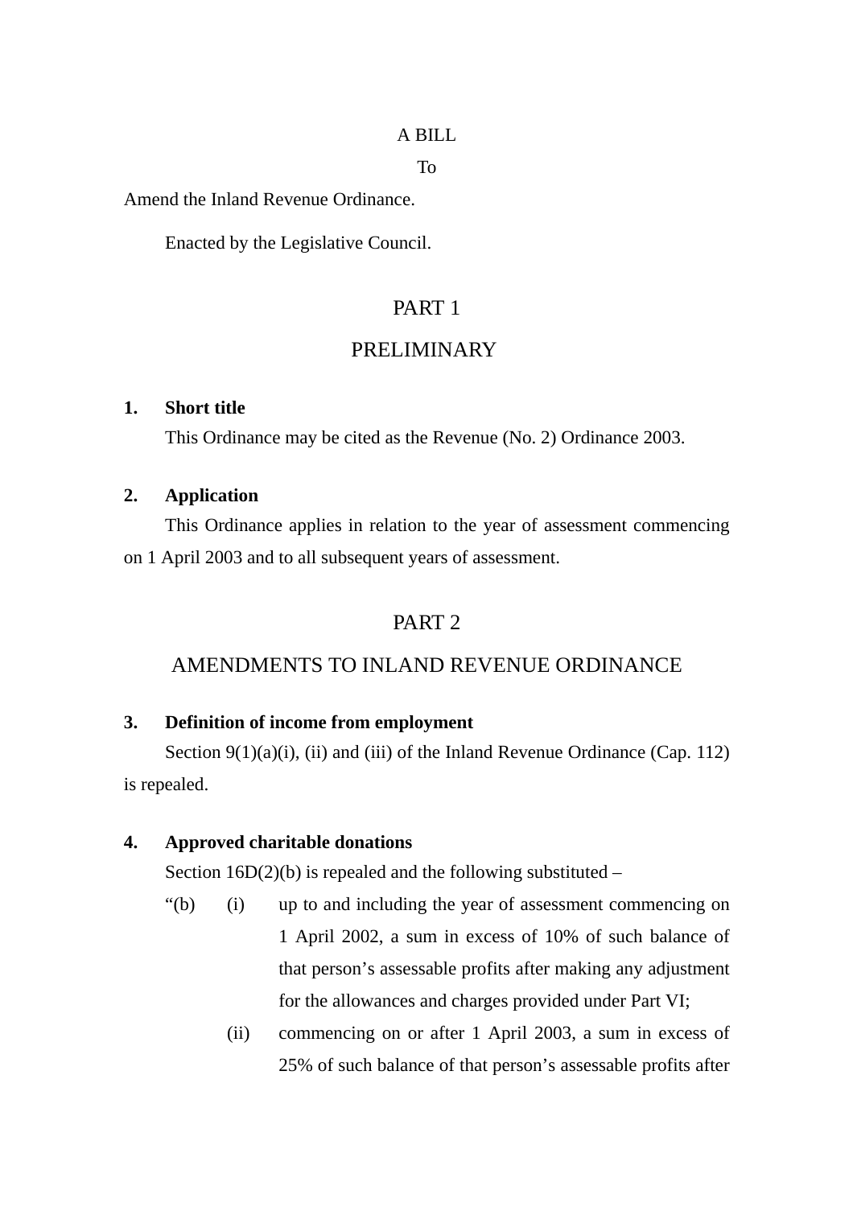A BILL

To

Amend the Inland Revenue Ordinance.

Enacted by the Legislative Council.

## PART 1

## PRELIMINARY

**1. Short title**

This Ordinance may be cited as the Revenue (No. 2) Ordinance 2003.

**2. Application**

This Ordinance applies in relation to the year of assessment commencing on 1 April 2003 and to all subsequent years of assessment.

## PART 2

## AMENDMENTS TO INLAND REVENUE ORDINANCE

**3. Definition of income from employment**

Section 9(1)(a)(i), (ii) and (iii) of the Inland Revenue Ordinance (Cap. 112) is repealed.

**4. Approved charitable donations**

Section 16D(2)(b) is repealed and the following substituted –

"(b) (i) up to and including the year of assessment commencing on 1 April 2002, a sum in excess of 10% of such balance of that person's assessable profits after making any adjustment for the allowances and charges provided under Part VI;

(ii) commencing on or after 1 April 2003, a sum in excess of 25% of such balance of that person's assessable profits after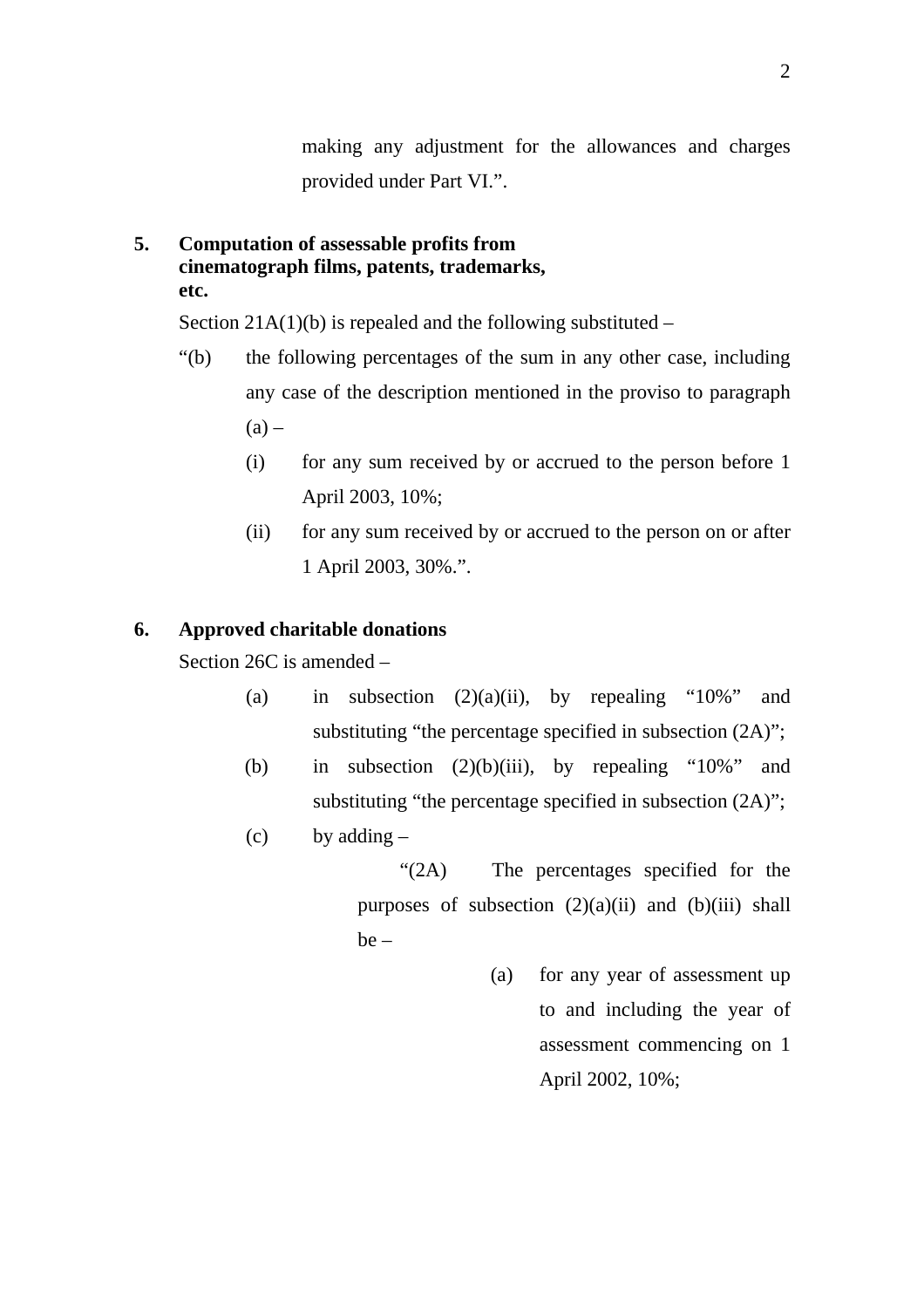making any adjustment for the allowances and charges provided under Part VI.".

**5. Computation of assessable profits from cinematograph films, patents, trademarks, etc.**

Section 21A(1)(b) is repealed and the following substituted –

"(b) the following percentages of the sum in any other case, including any case of the description mentioned in the proviso to paragraph (a) –

(i) for any sum received by or accrued to the person before 1 April 2003, 10%;

(ii) for any sum received by or accrued to the person on or after 1 April 2003, 30%.".

**6. Approved charitable donations**

Section 26C is amended –

(a) in subsection (2)(a)(ii), by repealing "10%" and substituting "the percentage specified in subsection (2A)";

(b) in subsection (2)(b)(iii), by repealing "10%" and substituting "the percentage specified in subsection (2A)";

(c) by adding –

"(2A) The percentages specified for the purposes of subsection (2)(a)(ii) and (b)(iii) shall be –

(a) for any year of assessment up to and including the year of assessment commencing on 1 April 2002, 10%;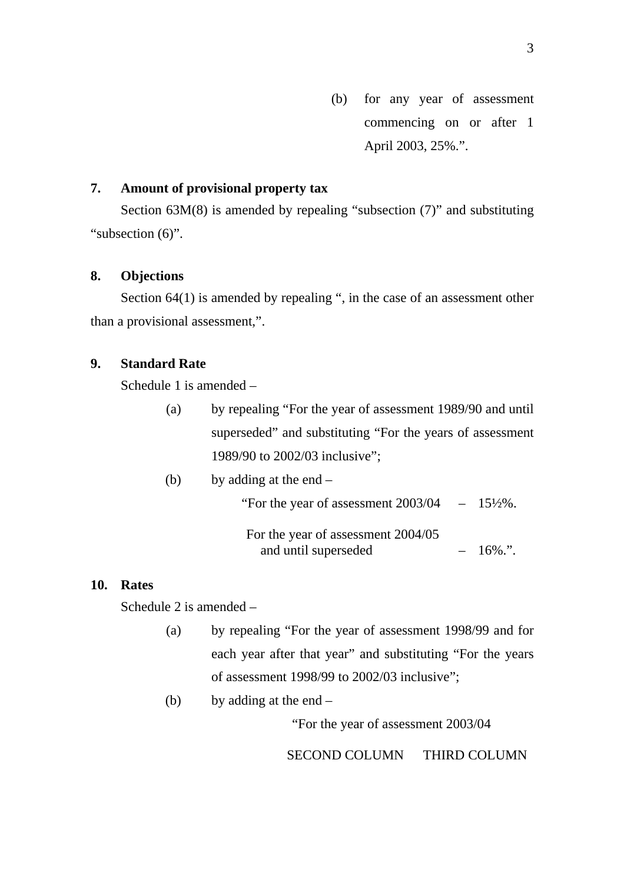(b) for any year of assessment commencing on or after 1 April 2003, 25%.".

**7. Amount of provisional property tax**

Section 63M(8) is amended by repealing "subsection (7)" and substituting "subsection (6)".

**8. Objections**

Section 64(1) is amended by repealing ", in the case of an assessment other than a provisional assessment,".

**9. Standard Rate**

Schedule 1 is amended –

(a) by repealing "For the year of assessment 1989/90 and until superseded" and substituting "For the years of assessment 1989/90 to 2002/03 inclusive";

(b) by adding at the end –

"For the year of assessment 2003/04 – 15½%.

For the year of assessment 2004/05 and until superseded – 16%.".

**10. Rates**

Schedule 2 is amended –

(a) by repealing "For the year of assessment 1998/99 and for each year after that year" and substituting "For the years of assessment 1998/99 to 2002/03 inclusive";

(b) by adding at the end –

"For the year of assessment 2003/04

SECOND COLUMN THIRD COLUMN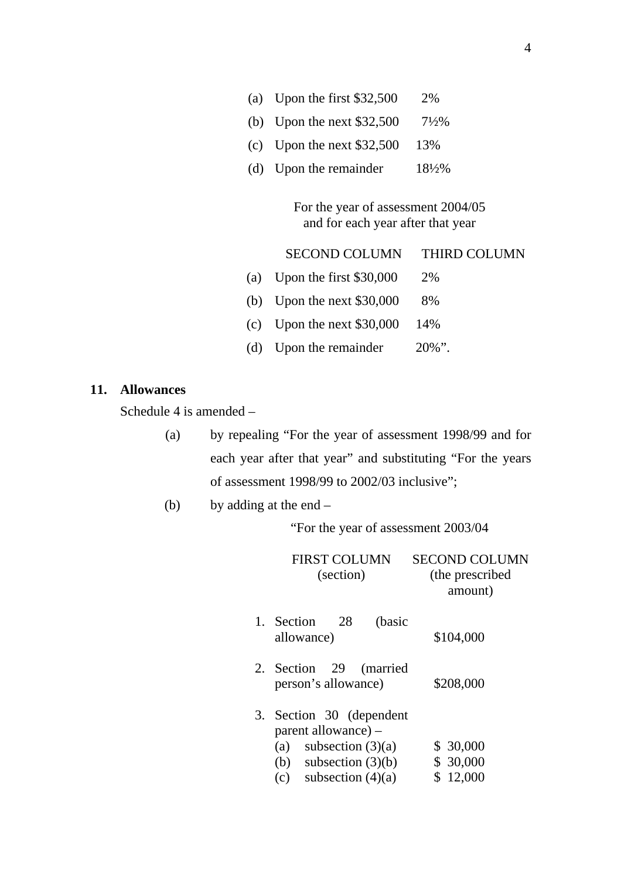| | | |
|---|---|---|
| (a) | Upon the first $32,500 | 2% |
| (b) | Upon the next $32,500 | 7½% |
| (c) | Upon the next $32,500 | 13% |
| (d) | Upon the remainder | 18½% |

For the year of assessment 2004/05
and for each year after that year

| | SECOND COLUMN | THIRD COLUMN |
|---|---|---|
| (a) | Upon the first $30,000 | 2% |
| (b) | Upon the next $30,000 | 8% |
| (c) | Upon the next $30,000 | 14% |
| (d) | Upon the remainder | 20%”. |

**11. Allowances**

Schedule 4 is amended –

(a) by repealing “For the year of assessment 1998/99 and for each year after that year” and substituting “For the years of assessment 1998/99 to 2002/03 inclusive”;

(b) by adding at the end –

“For the year of assessment 2003/04

| FIRST COLUMN (section) | SECOND COLUMN (the prescribed amount) |
|---|---|
| 1. Section 28 (basic allowance) | $104,000 |
| 2. Section 29 (married person’s allowance) | $208,000 |
| 3. Section 30 (dependent parent allowance) – | |
| (a) subsection (3)(a) | $ 30,000 |
| (b) subsection (3)(b) | $ 30,000 |
| (c) subsection (4)(a) | $ 12,000 |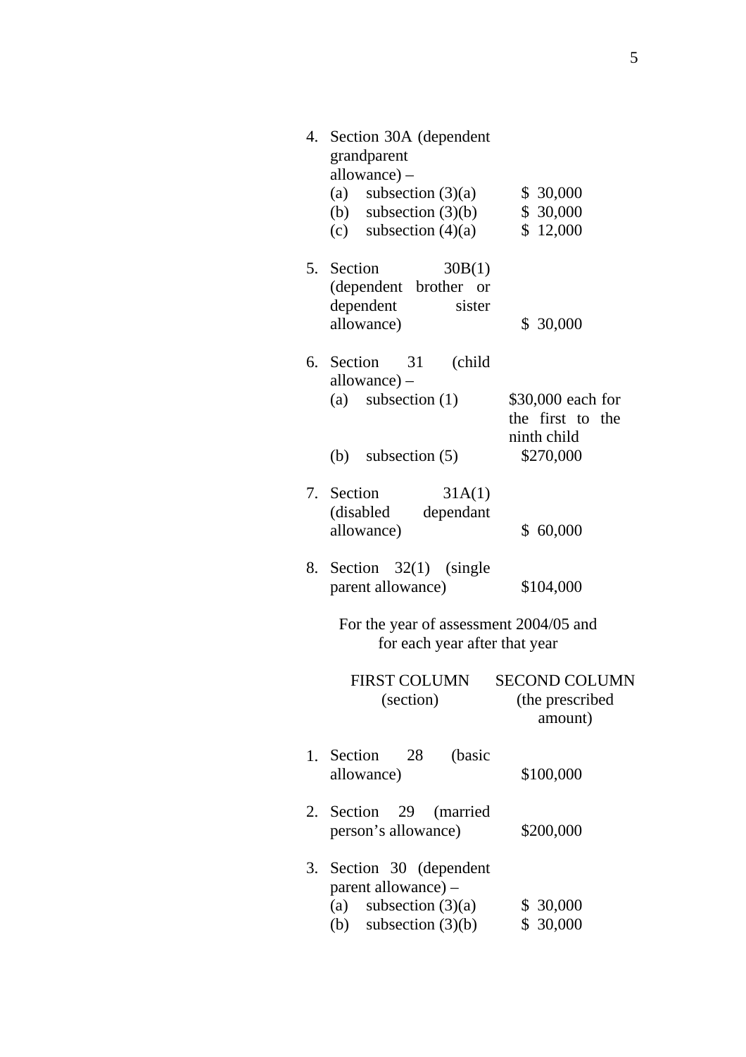| | |
|---|---|
| 4. Section 30A (dependent grandparent allowance) – | |
| (a) subsection (3)(a) | $ 30,000 |
| (b) subsection (3)(b) | $ 30,000 |
| (c) subsection (4)(a) | $ 12,000 |
| 5. Section 30B(1) (dependent brother or dependent sister allowance) | $ 30,000 |
| 6. Section 31 (child allowance) – | |
| (a) subsection (1) | $30,000 each for the first to the ninth child |
| (b) subsection (5) | $270,000 |
| 7. Section 31A(1) (disabled dependant allowance) | $ 60,000 |
| 8. Section 32(1) (single parent allowance) | $104,000 |

For the year of assessment 2004/05 and for each year after that year

| FIRST COLUMN (section) | SECOND COLUMN (the prescribed amount) |
|---|---|
| 1. Section 28 (basic allowance) | $100,000 |
| 2. Section 29 (married person's allowance) | $200,000 |
| 3. Section 30 (dependent parent allowance) – | |
| (a) subsection (3)(a) | $ 30,000 |
| (b) subsection (3)(b) | $ 30,000 |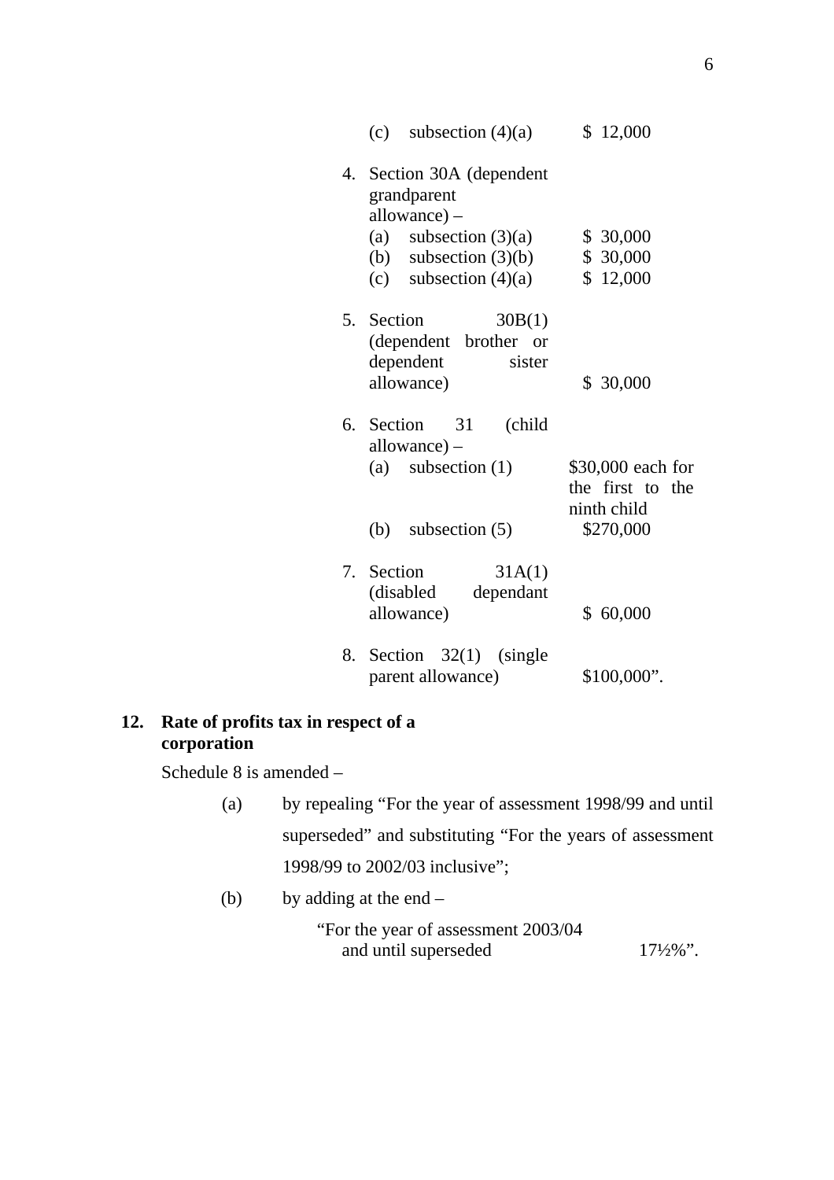| | |
|---|---|
| (c) subsection (4)(a) | $ 12,000 |
| 4. Section 30A (dependent grandparent allowance) – | |
| (a) subsection (3)(a) | $ 30,000 |
| (b) subsection (3)(b) | $ 30,000 |
| (c) subsection (4)(a) | $ 12,000 |
| 5. Section 30B(1) (dependent brother or dependent sister allowance) | $ 30,000 |
| 6. Section 31 (child allowance) – | |
| (a) subsection (1) | $30,000 each for the first to the ninth child |
| (b) subsection (5) | $270,000 |
| 7. Section 31A(1) (disabled dependant allowance) | $ 60,000 |
| 8. Section 32(1) (single parent allowance) | $100,000”. |

**12. Rate of profits tax in respect of a corporation**

Schedule 8 is amended –

(a) by repealing “For the year of assessment 1998/99 and until superseded” and substituting “For the years of assessment 1998/99 to 2002/03 inclusive”;

(b) by adding at the end –

“For the year of assessment 2003/04 and until superseded — 17½%”.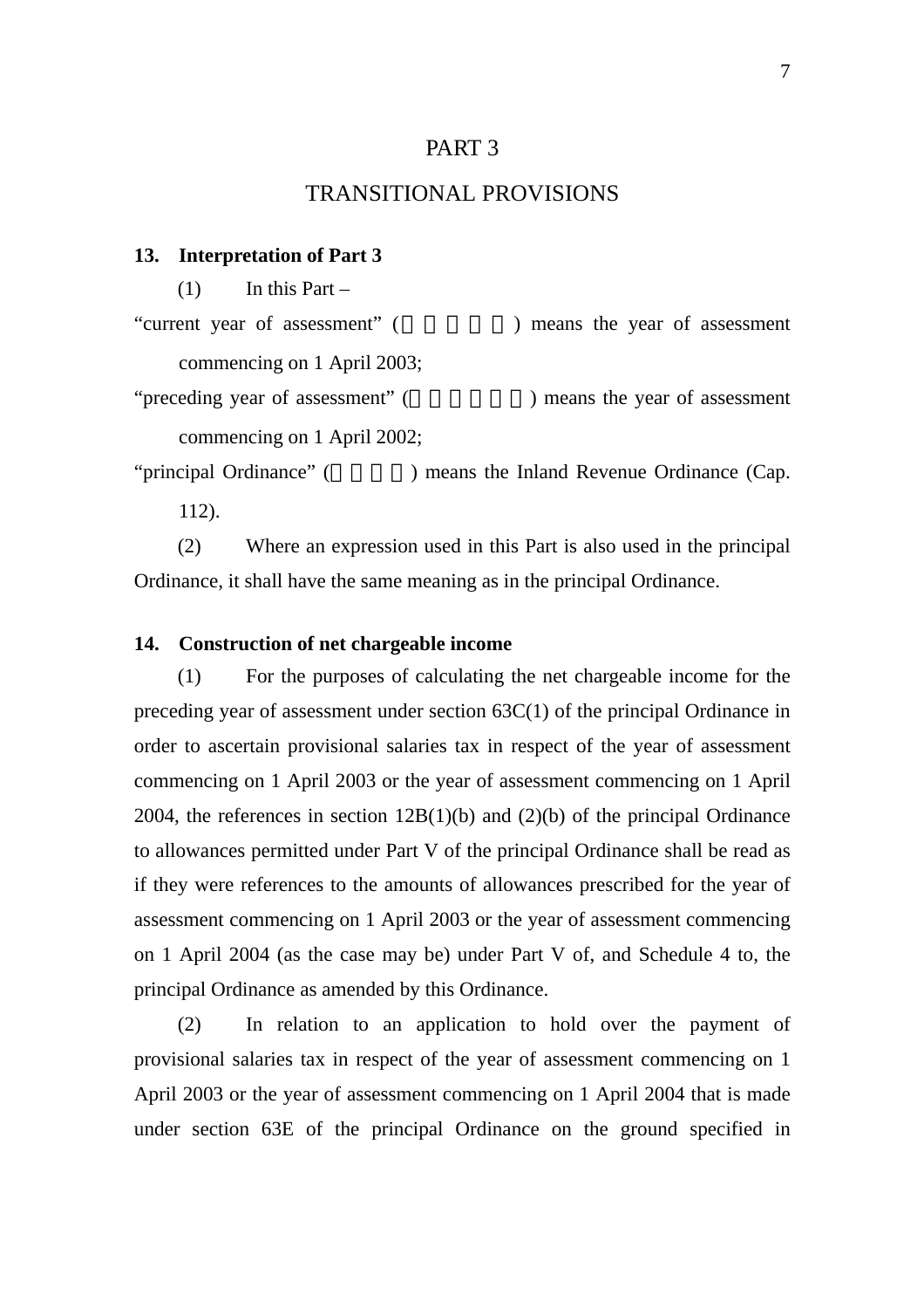# PART 3

# TRANSITIONAL PROVISIONS

**13. Interpretation of Part 3**

(1) In this Part –

"current year of assessment" ( ) means the year of assessment commencing on 1 April 2003;

"preceding year of assessment" ( ) means the year of assessment commencing on 1 April 2002;

"principal Ordinance" ( ) means the Inland Revenue Ordinance (Cap. 112).

(2) Where an expression used in this Part is also used in the principal Ordinance, it shall have the same meaning as in the principal Ordinance.

**14. Construction of net chargeable income**

(1) For the purposes of calculating the net chargeable income for the preceding year of assessment under section 63C(1) of the principal Ordinance in order to ascertain provisional salaries tax in respect of the year of assessment commencing on 1 April 2003 or the year of assessment commencing on 1 April 2004, the references in section 12B(1)(b) and (2)(b) of the principal Ordinance to allowances permitted under Part V of the principal Ordinance shall be read as if they were references to the amounts of allowances prescribed for the year of assessment commencing on 1 April 2003 or the year of assessment commencing on 1 April 2004 (as the case may be) under Part V of, and Schedule 4 to, the principal Ordinance as amended by this Ordinance.

(2) In relation to an application to hold over the payment of provisional salaries tax in respect of the year of assessment commencing on 1 April 2003 or the year of assessment commencing on 1 April 2004 that is made under section 63E of the principal Ordinance on the ground specified in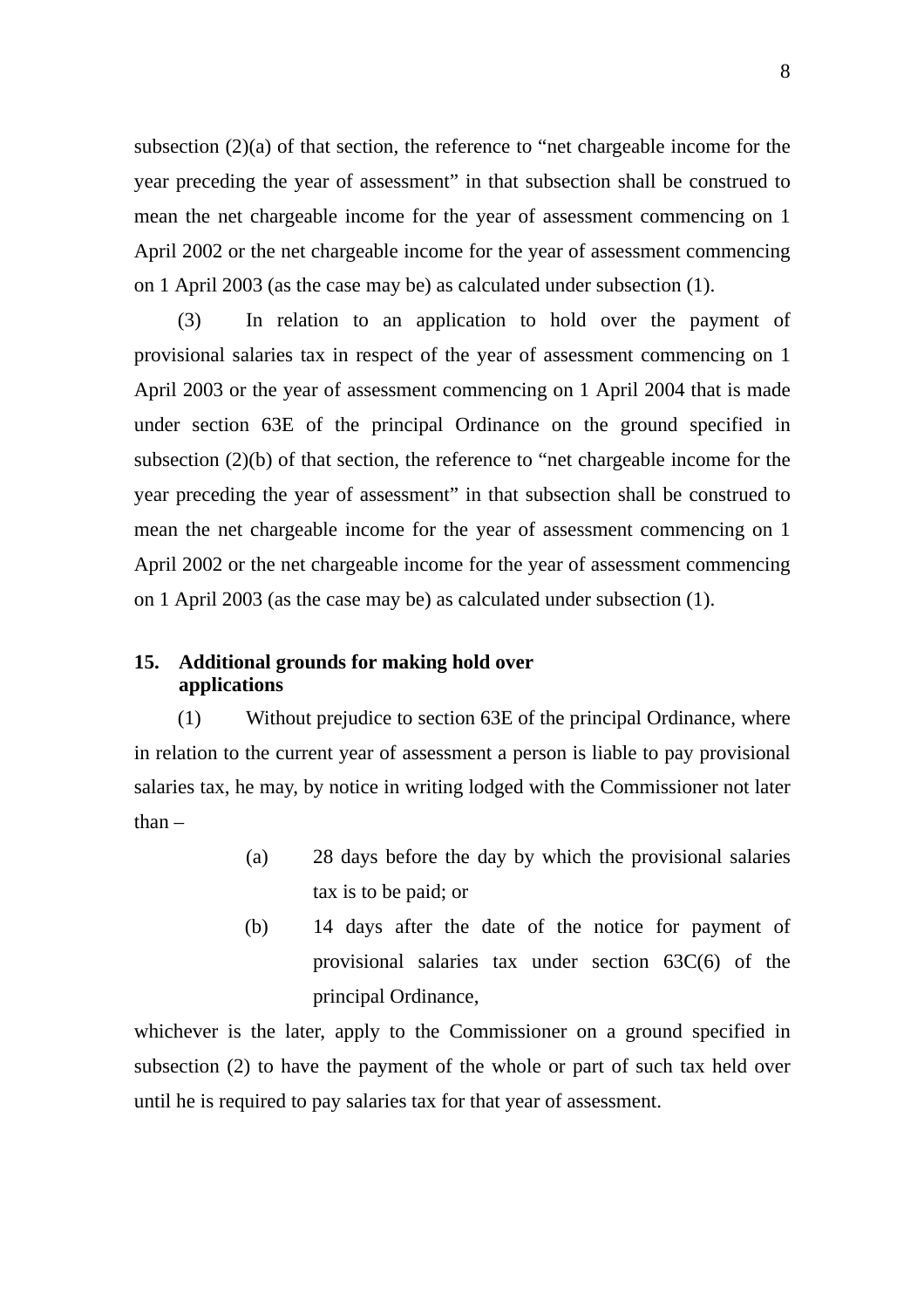subsection (2)(a) of that section, the reference to "net chargeable income for the year preceding the year of assessment" in that subsection shall be construed to mean the net chargeable income for the year of assessment commencing on 1 April 2002 or the net chargeable income for the year of assessment commencing on 1 April 2003 (as the case may be) as calculated under subsection (1).

(3) In relation to an application to hold over the payment of provisional salaries tax in respect of the year of assessment commencing on 1 April 2003 or the year of assessment commencing on 1 April 2004 that is made under section 63E of the principal Ordinance on the ground specified in subsection (2)(b) of that section, the reference to "net chargeable income for the year preceding the year of assessment" in that subsection shall be construed to mean the net chargeable income for the year of assessment commencing on 1 April 2002 or the net chargeable income for the year of assessment commencing on 1 April 2003 (as the case may be) as calculated under subsection (1).

**15. Additional grounds for making hold over applications**

(1) Without prejudice to section 63E of the principal Ordinance, where in relation to the current year of assessment a person is liable to pay provisional salaries tax, he may, by notice in writing lodged with the Commissioner not later than –

(a) 28 days before the day by which the provisional salaries tax is to be paid; or

(b) 14 days after the date of the notice for payment of provisional salaries tax under section 63C(6) of the principal Ordinance,

whichever is the later, apply to the Commissioner on a ground specified in subsection (2) to have the payment of the whole or part of such tax held over until he is required to pay salaries tax for that year of assessment.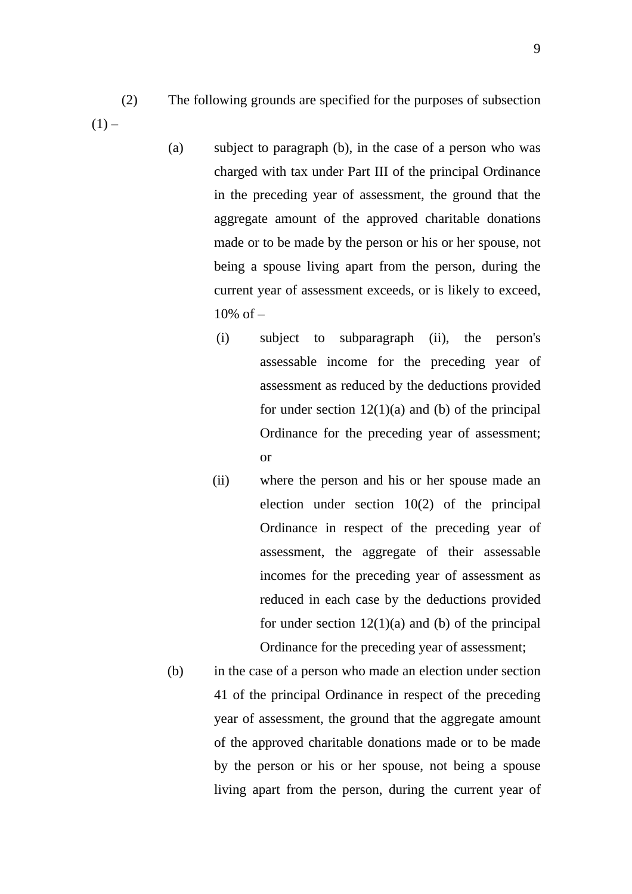(2) The following grounds are specified for the purposes of subsection (1) –

(a) subject to paragraph (b), in the case of a person who was charged with tax under Part III of the principal Ordinance in the preceding year of assessment, the ground that the aggregate amount of the approved charitable donations made or to be made by the person or his or her spouse, not being a spouse living apart from the person, during the current year of assessment exceeds, or is likely to exceed, 10% of –

(i) subject to subparagraph (ii), the person's assessable income for the preceding year of assessment as reduced by the deductions provided for under section 12(1)(a) and (b) of the principal Ordinance for the preceding year of assessment; or

(ii) where the person and his or her spouse made an election under section 10(2) of the principal Ordinance in respect of the preceding year of assessment, the aggregate of their assessable incomes for the preceding year of assessment as reduced in each case by the deductions provided for under section 12(1)(a) and (b) of the principal Ordinance for the preceding year of assessment;

(b) in the case of a person who made an election under section 41 of the principal Ordinance in respect of the preceding year of assessment, the ground that the aggregate amount of the approved charitable donations made or to be made by the person or his or her spouse, not being a spouse living apart from the person, during the current year of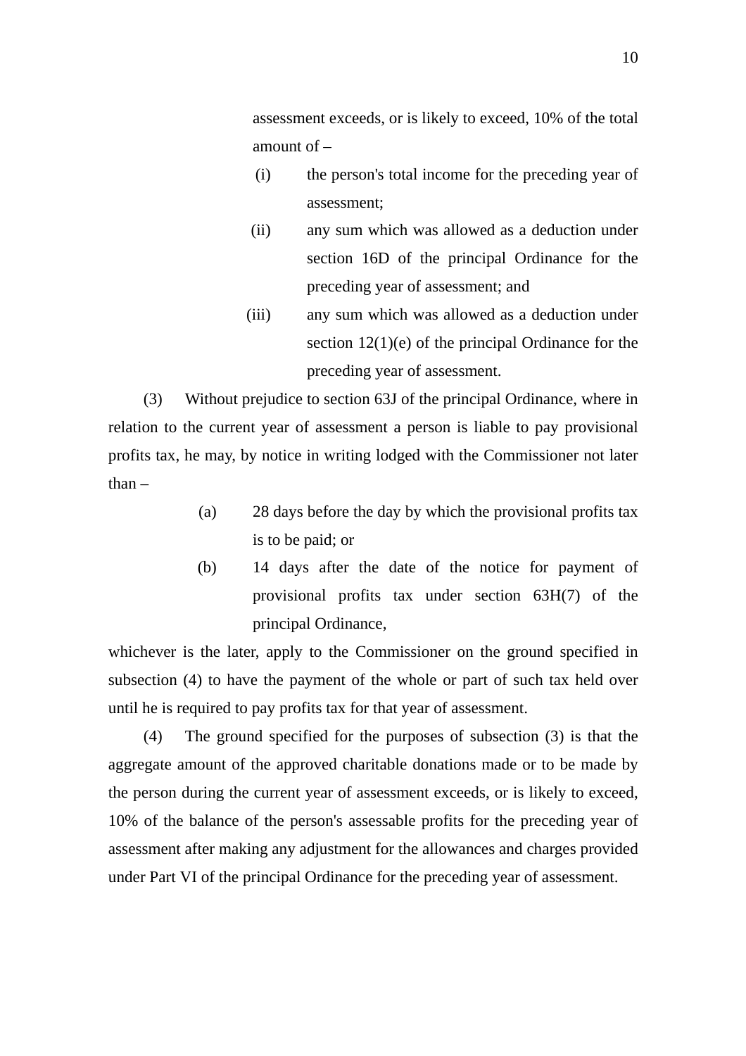assessment exceeds, or is likely to exceed, 10% of the total amount of –

- (i) the person's total income for the preceding year of assessment;
- (ii) any sum which was allowed as a deduction under section 16D of the principal Ordinance for the preceding year of assessment; and
- (iii) any sum which was allowed as a deduction under section 12(1)(e) of the principal Ordinance for the preceding year of assessment.

(3) Without prejudice to section 63J of the principal Ordinance, where in relation to the current year of assessment a person is liable to pay provisional profits tax, he may, by notice in writing lodged with the Commissioner not later than –

- (a) 28 days before the day by which the provisional profits tax is to be paid; or
- (b) 14 days after the date of the notice for payment of provisional profits tax under section 63H(7) of the principal Ordinance,

whichever is the later, apply to the Commissioner on the ground specified in subsection (4) to have the payment of the whole or part of such tax held over until he is required to pay profits tax for that year of assessment.

(4) The ground specified for the purposes of subsection (3) is that the aggregate amount of the approved charitable donations made or to be made by the person during the current year of assessment exceeds, or is likely to exceed, 10% of the balance of the person's assessable profits for the preceding year of assessment after making any adjustment for the allowances and charges provided under Part VI of the principal Ordinance for the preceding year of assessment.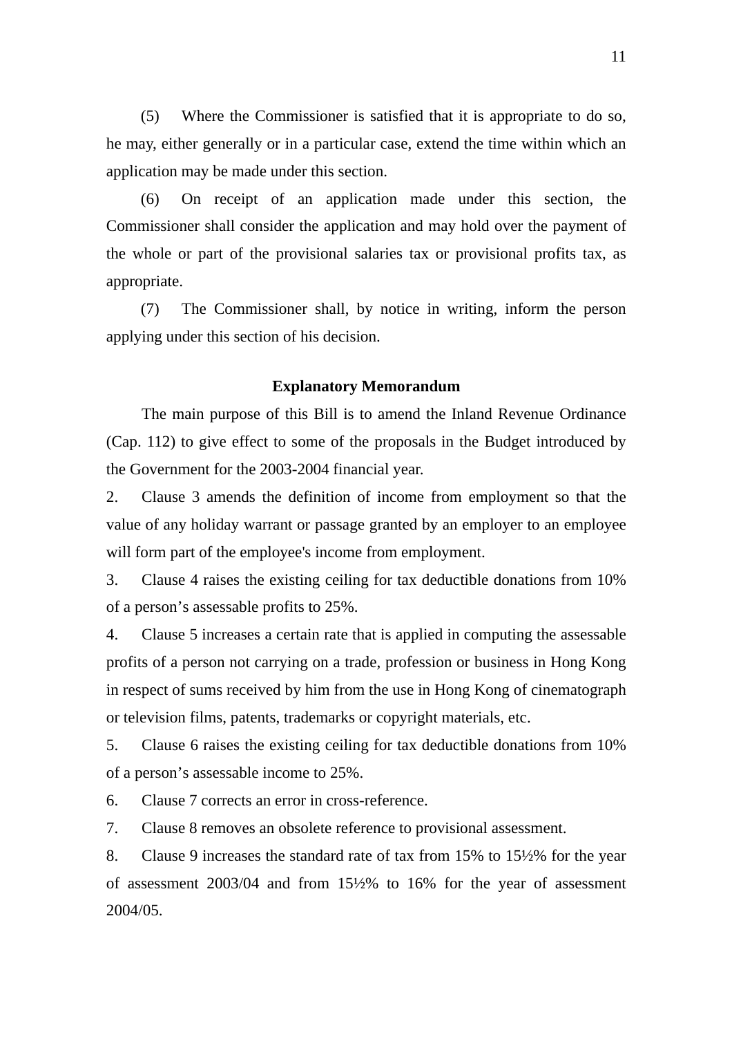(5) Where the Commissioner is satisfied that it is appropriate to do so, he may, either generally or in a particular case, extend the time within which an application may be made under this section.

(6) On receipt of an application made under this section, the Commissioner shall consider the application and may hold over the payment of the whole or part of the provisional salaries tax or provisional profits tax, as appropriate.

(7) The Commissioner shall, by notice in writing, inform the person applying under this section of his decision.

## Explanatory Memorandum

The main purpose of this Bill is to amend the Inland Revenue Ordinance (Cap. 112) to give effect to some of the proposals in the Budget introduced by the Government for the 2003-2004 financial year.

2. Clause 3 amends the definition of income from employment so that the value of any holiday warrant or passage granted by an employer to an employee will form part of the employee's income from employment.

3. Clause 4 raises the existing ceiling for tax deductible donations from 10% of a person’s assessable profits to 25%.

4. Clause 5 increases a certain rate that is applied in computing the assessable profits of a person not carrying on a trade, profession or business in Hong Kong in respect of sums received by him from the use in Hong Kong of cinematograph or television films, patents, trademarks or copyright materials, etc.

5. Clause 6 raises the existing ceiling for tax deductible donations from 10% of a person’s assessable income to 25%.

6. Clause 7 corrects an error in cross-reference.

7. Clause 8 removes an obsolete reference to provisional assessment.

8. Clause 9 increases the standard rate of tax from 15% to 15½% for the year of assessment 2003/04 and from 15½% to 16% for the year of assessment 2004/05.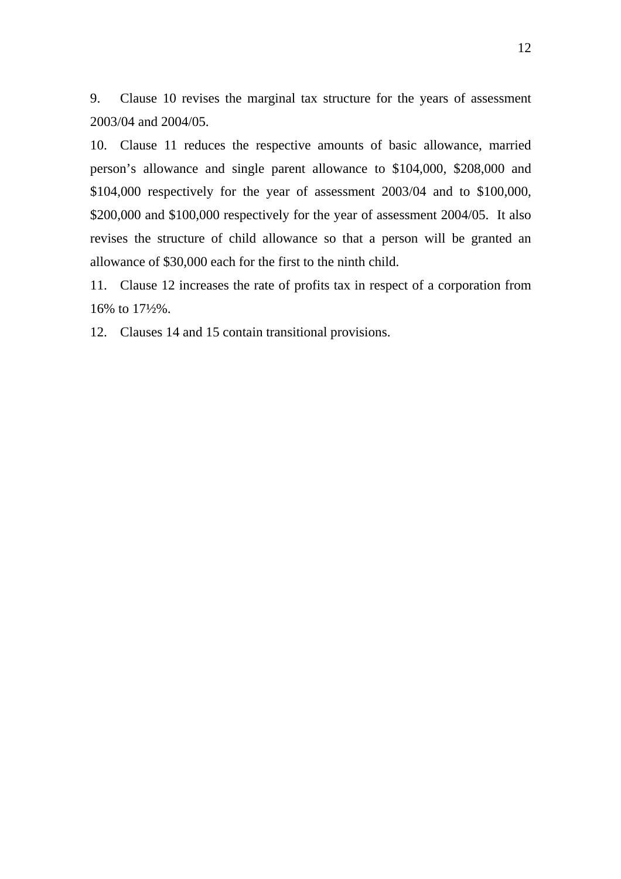9. Clause 10 revises the marginal tax structure for the years of assessment 2003/04 and 2004/05.

10. Clause 11 reduces the respective amounts of basic allowance, married person's allowance and single parent allowance to $104,000, $208,000 and $104,000 respectively for the year of assessment 2003/04 and to $100,000, $200,000 and $100,000 respectively for the year of assessment 2004/05. It also revises the structure of child allowance so that a person will be granted an allowance of $30,000 each for the first to the ninth child.

11. Clause 12 increases the rate of profits tax in respect of a corporation from 16% to 17½%.

12. Clauses 14 and 15 contain transitional provisions.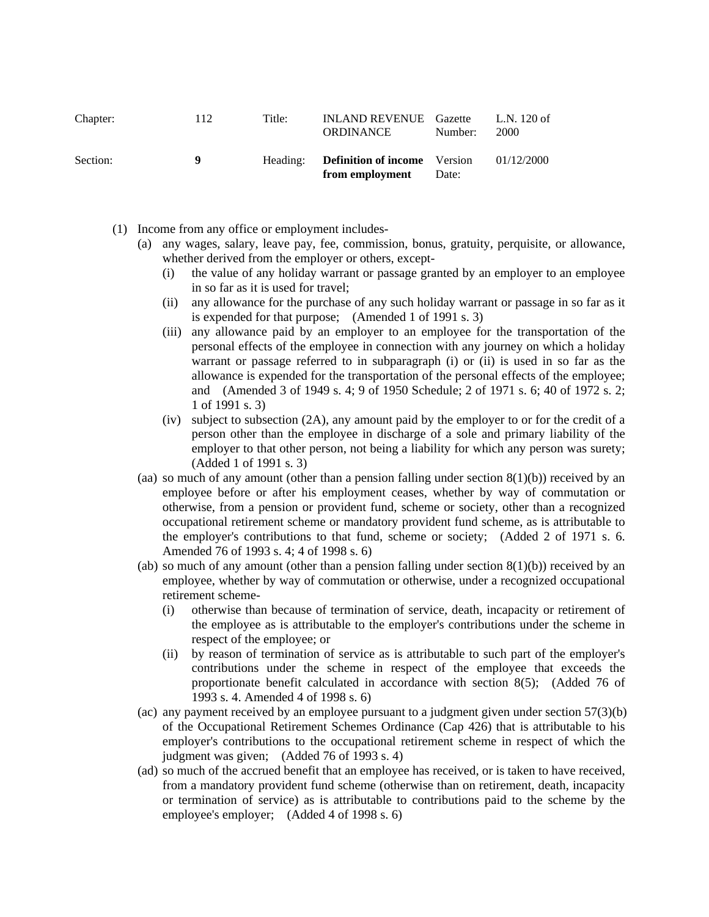| Chapter: | 112 | Title: | INLAND REVENUE ORDINANCE | Gazette Number: | L.N. 120 of 2000 |
|---|---|---|---|---|---|
| Section: | **9** | Heading: | **Definition of income from employment** | Version Date: | 01/12/2000 |

(1) Income from any office or employment includes-

(a) any wages, salary, leave pay, fee, commission, bonus, gratuity, perquisite, or allowance, whether derived from the employer or others, except-

(i) the value of any holiday warrant or passage granted by an employer to an employee in so far as it is used for travel;

(ii) any allowance for the purchase of any such holiday warrant or passage in so far as it is expended for that purpose; (Amended 1 of 1991 s. 3)

(iii) any allowance paid by an employer to an employee for the transportation of the personal effects of the employee in connection with any journey on which a holiday warrant or passage referred to in subparagraph (i) or (ii) is used in so far as the allowance is expended for the transportation of the personal effects of the employee; and (Amended 3 of 1949 s. 4; 9 of 1950 Schedule; 2 of 1971 s. 6; 40 of 1972 s. 2; 1 of 1991 s. 3)

(iv) subject to subsection (2A), any amount paid by the employer to or for the credit of a person other than the employee in discharge of a sole and primary liability of the employer to that other person, not being a liability for which any person was surety; (Added 1 of 1991 s. 3)

(aa) so much of any amount (other than a pension falling under section 8(1)(b)) received by an employee before or after his employment ceases, whether by way of commutation or otherwise, from a pension or provident fund, scheme or society, other than a recognized occupational retirement scheme or mandatory provident fund scheme, as is attributable to the employer's contributions to that fund, scheme or society; (Added 2 of 1971 s. 6. Amended 76 of 1993 s. 4; 4 of 1998 s. 6)

(ab) so much of any amount (other than a pension falling under section 8(1)(b)) received by an employee, whether by way of commutation or otherwise, under a recognized occupational retirement scheme-

(i) otherwise than because of termination of service, death, incapacity or retirement of the employee as is attributable to the employer's contributions under the scheme in respect of the employee; or

(ii) by reason of termination of service as is attributable to such part of the employer's contributions under the scheme in respect of the employee that exceeds the proportionate benefit calculated in accordance with section 8(5); (Added 76 of 1993 s. 4. Amended 4 of 1998 s. 6)

(ac) any payment received by an employee pursuant to a judgment given under section 57(3)(b) of the Occupational Retirement Schemes Ordinance (Cap 426) that is attributable to his employer's contributions to the occupational retirement scheme in respect of which the judgment was given; (Added 76 of 1993 s. 4)

(ad) so much of the accrued benefit that an employee has received, or is taken to have received, from a mandatory provident fund scheme (otherwise than on retirement, death, incapacity or termination of service) as is attributable to contributions paid to the scheme by the employee's employer; (Added 4 of 1998 s. 6)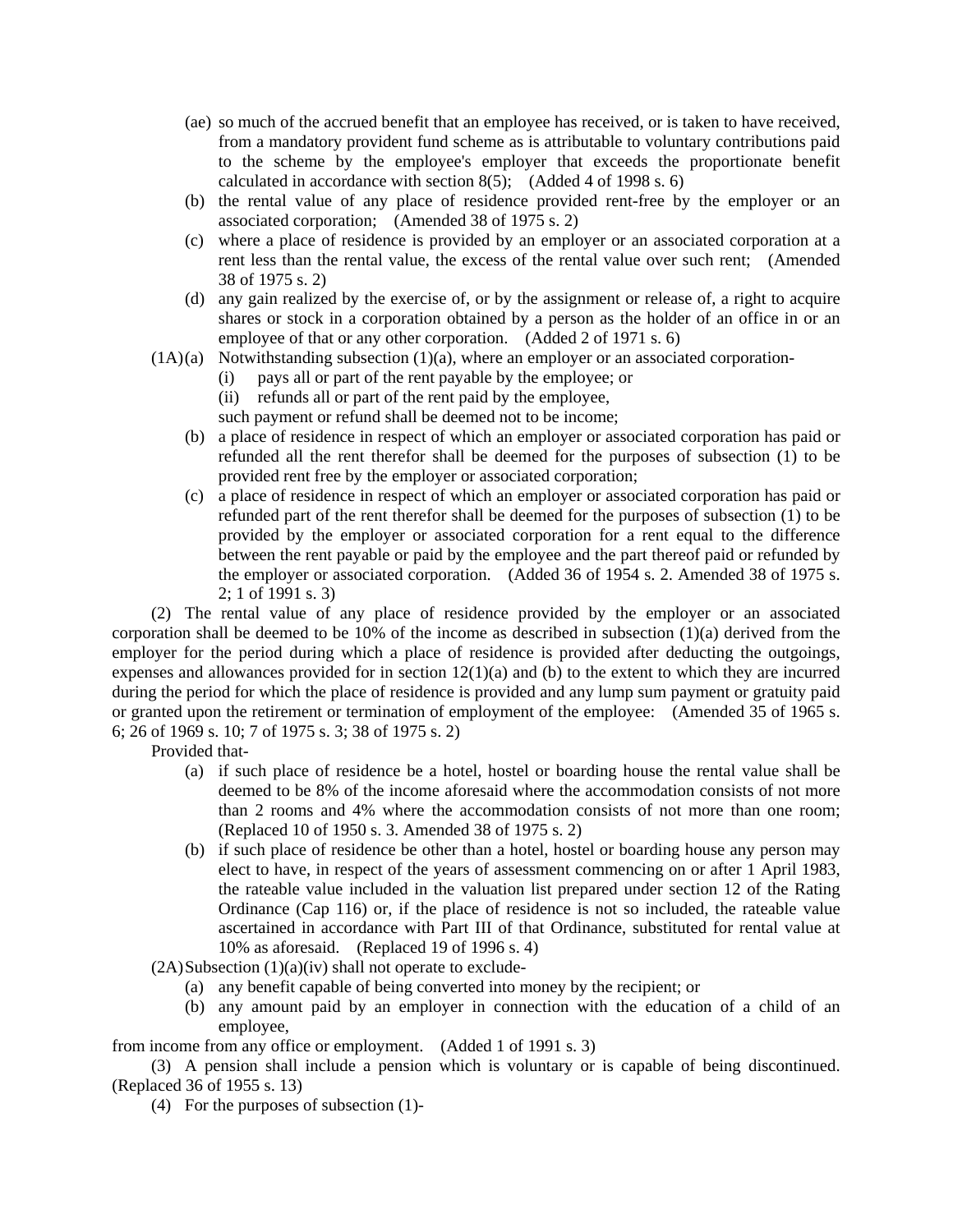(ae) so much of the accrued benefit that an employee has received, or is taken to have received, from a mandatory provident fund scheme as is attributable to voluntary contributions paid to the scheme by the employee's employer that exceeds the proportionate benefit calculated in accordance with section 8(5); (Added 4 of 1998 s. 6)

(b) the rental value of any place of residence provided rent-free by the employer or an associated corporation; (Amended 38 of 1975 s. 2)

(c) where a place of residence is provided by an employer or an associated corporation at a rent less than the rental value, the excess of the rental value over such rent; (Amended 38 of 1975 s. 2)

(d) any gain realized by the exercise of, or by the assignment or release of, a right to acquire shares or stock in a corporation obtained by a person as the holder of an office in or an employee of that or any other corporation. (Added 2 of 1971 s. 6)

(1A)(a) Notwithstanding subsection (1)(a), where an employer or an associated corporation-

(i) pays all or part of the rent payable by the employee; or

(ii) refunds all or part of the rent paid by the employee,

such payment or refund shall be deemed not to be income;

(b) a place of residence in respect of which an employer or associated corporation has paid or refunded all the rent therefor shall be deemed for the purposes of subsection (1) to be provided rent free by the employer or associated corporation;

(c) a place of residence in respect of which an employer or associated corporation has paid or refunded part of the rent therefor shall be deemed for the purposes of subsection (1) to be provided by the employer or associated corporation for a rent equal to the difference between the rent payable or paid by the employee and the part thereof paid or refunded by the employer or associated corporation. (Added 36 of 1954 s. 2. Amended 38 of 1975 s. 2; 1 of 1991 s. 3)

(2) The rental value of any place of residence provided by the employer or an associated corporation shall be deemed to be 10% of the income as described in subsection (1)(a) derived from the employer for the period during which a place of residence is provided after deducting the outgoings, expenses and allowances provided for in section 12(1)(a) and (b) to the extent to which they are incurred during the period for which the place of residence is provided and any lump sum payment or gratuity paid or granted upon the retirement or termination of employment of the employee: (Amended 35 of 1965 s. 6; 26 of 1969 s. 10; 7 of 1975 s. 3; 38 of 1975 s. 2)

Provided that-

(a) if such place of residence be a hotel, hostel or boarding house the rental value shall be deemed to be 8% of the income aforesaid where the accommodation consists of not more than 2 rooms and 4% where the accommodation consists of not more than one room; (Replaced 10 of 1950 s. 3. Amended 38 of 1975 s. 2)

(b) if such place of residence be other than a hotel, hostel or boarding house any person may elect to have, in respect of the years of assessment commencing on or after 1 April 1983, the rateable value included in the valuation list prepared under section 12 of the Rating Ordinance (Cap 116) or, if the place of residence is not so included, the rateable value ascertained in accordance with Part III of that Ordinance, substituted for rental value at 10% as aforesaid. (Replaced 19 of 1996 s. 4)

(2A) Subsection (1)(a)(iv) shall not operate to exclude-

(a) any benefit capable of being converted into money by the recipient; or

(b) any amount paid by an employer in connection with the education of a child of an employee,

from income from any office or employment. (Added 1 of 1991 s. 3)

(3) A pension shall include a pension which is voluntary or is capable of being discontinued. (Replaced 36 of 1955 s. 13)

(4) For the purposes of subsection (1)-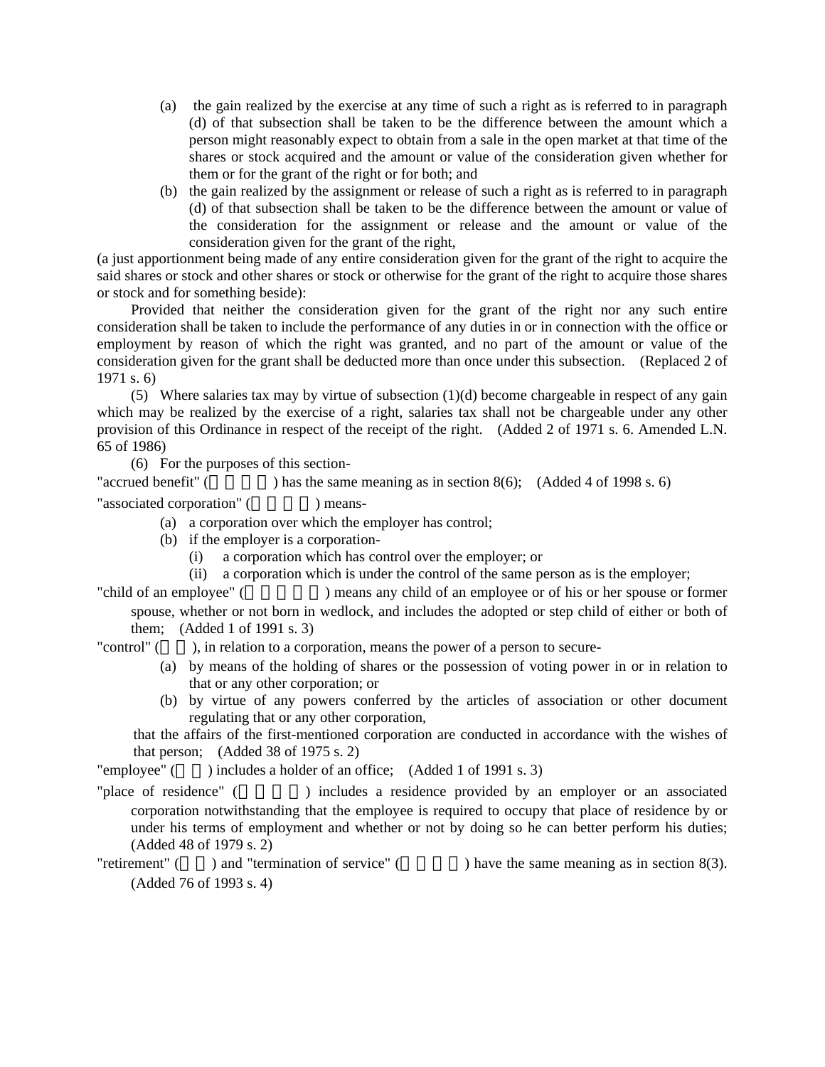(a) the gain realized by the exercise at any time of such a right as is referred to in paragraph (d) of that subsection shall be taken to be the difference between the amount which a person might reasonably expect to obtain from a sale in the open market at that time of the shares or stock acquired and the amount or value of the consideration given whether for them or for the grant of the right or for both; and

(b) the gain realized by the assignment or release of such a right as is referred to in paragraph (d) of that subsection shall be taken to be the difference between the amount or value of the consideration for the assignment or release and the amount or value of the consideration given for the grant of the right,

(a just apportionment being made of any entire consideration given for the grant of the right to acquire the said shares or stock and other shares or stock or otherwise for the grant of the right to acquire those shares or stock and for something beside):

Provided that neither the consideration given for the grant of the right nor any such entire consideration shall be taken to include the performance of any duties in or in connection with the office or employment by reason of which the right was granted, and no part of the amount or value of the consideration given for the grant shall be deducted more than once under this subsection. (Replaced 2 of 1971 s. 6)

(5) Where salaries tax may by virtue of subsection (1)(d) become chargeable in respect of any gain which may be realized by the exercise of a right, salaries tax shall not be chargeable under any other provision of this Ordinance in respect of the receipt of the right. (Added 2 of 1971 s. 6. Amended L.N. 65 of 1986)

(6) For the purposes of this section-

"accrued benefit" ( ) has the same meaning as in section 8(6); (Added 4 of 1998 s. 6)

"associated corporation" ( ) means-

- (a) a corporation over which the employer has control;
- (b) if the employer is a corporation-
  - (i) a corporation which has control over the employer; or
  - (ii) a corporation which is under the control of the same person as is the employer;

"child of an employee" ( ) means any child of an employee or of his or her spouse or former spouse, whether or not born in wedlock, and includes the adopted or step child of either or both of them; (Added 1 of 1991 s. 3)

"control" ( ), in relation to a corporation, means the power of a person to secure-

- (a) by means of the holding of shares or the possession of voting power in or in relation to that or any other corporation; or
- (b) by virtue of any powers conferred by the articles of association or other document regulating that or any other corporation,

that the affairs of the first-mentioned corporation are conducted in accordance with the wishes of that person; (Added 38 of 1975 s. 2)

"employee" ( ) includes a holder of an office; (Added 1 of 1991 s. 3)

"place of residence" ( ) includes a residence provided by an employer or an associated corporation notwithstanding that the employee is required to occupy that place of residence by or under his terms of employment and whether or not by doing so he can better perform his duties; (Added 48 of 1979 s. 2)

"retirement" ( ) and "termination of service" ( ) have the same meaning as in section 8(3). (Added 76 of 1993 s. 4)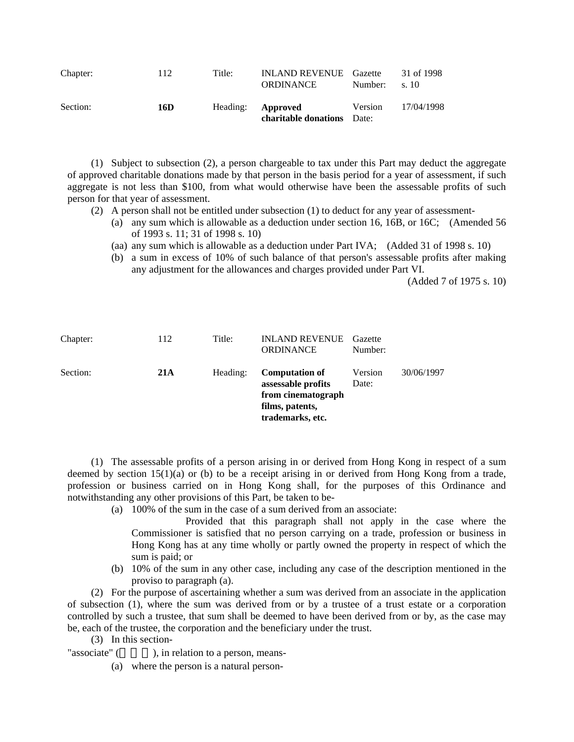| Chapter: | 112 | Title: | INLAND REVENUE ORDINANCE | Gazette Number: | 31 of 1998 s. 10 |
|---|---|---|---|---|---|
| Section: | **16D** | Heading: | **Approved charitable donations** | Version Date: | 17/04/1998 |

(1) Subject to subsection (2), a person chargeable to tax under this Part may deduct the aggregate of approved charitable donations made by that person in the basis period for a year of assessment, if such aggregate is not less than $100, from what would otherwise have been the assessable profits of such person for that year of assessment.

(2) A person shall not be entitled under subsection (1) to deduct for any year of assessment-

- (a) any sum which is allowable as a deduction under section 16, 16B, or 16C; (Amended 56 of 1993 s. 11; 31 of 1998 s. 10)
- (aa) any sum which is allowable as a deduction under Part IVA; (Added 31 of 1998 s. 10)
- (b) a sum in excess of 10% of such balance of that person's assessable profits after making any adjustment for the allowances and charges provided under Part VI.

(Added 7 of 1975 s. 10)

| Chapter: | 112 | Title: | INLAND REVENUE ORDINANCE | Gazette Number: | |
|---|---|---|---|---|---|
| Section: | **21A** | Heading: | **Computation of assessable profits from cinematograph films, patents, trademarks, etc.** | Version Date: | 30/06/1997 |

(1) The assessable profits of a person arising in or derived from Hong Kong in respect of a sum deemed by section 15(1)(a) or (b) to be a receipt arising in or derived from Hong Kong from a trade, profession or business carried on in Hong Kong shall, for the purposes of this Ordinance and notwithstanding any other provisions of this Part, be taken to be-

- (a) 100% of the sum in the case of a sum derived from an associate:

  Provided that this paragraph shall not apply in the case where the Commissioner is satisfied that no person carrying on a trade, profession or business in Hong Kong has at any time wholly or partly owned the property in respect of which the sum is paid; or
- (b) 10% of the sum in any other case, including any case of the description mentioned in the proviso to paragraph (a).

(2) For the purpose of ascertaining whether a sum was derived from an associate in the application of subsection (1), where the sum was derived from or by a trustee of a trust estate or a corporation controlled by such a trustee, that sum shall be deemed to have been derived from or by, as the case may be, each of the trustee, the corporation and the beneficiary under the trust.

(3) In this section-

"associate" (相聯者), in relation to a person, means-

- (a) where the person is a natural person-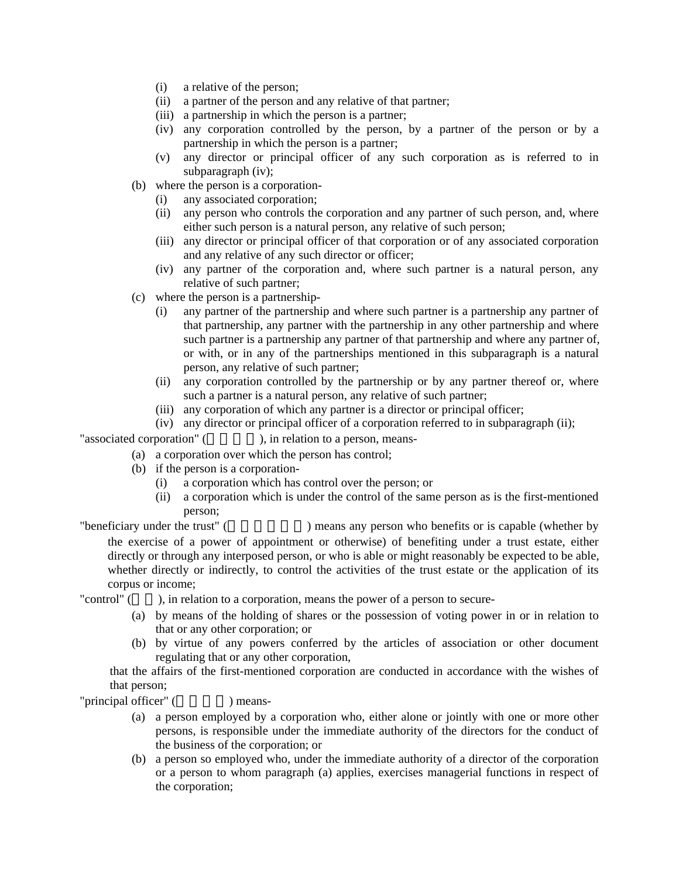- (i) a relative of the person;
- (ii) a partner of the person and any relative of that partner;
- (iii) a partnership in which the person is a partner;
- (iv) any corporation controlled by the person, by a partner of the person or by a partnership in which the person is a partner;
- (v) any director or principal officer of any such corporation as is referred to in subparagraph (iv);

(b) where the person is a corporation-

- (i) any associated corporation;
- (ii) any person who controls the corporation and any partner of such person, and, where either such person is a natural person, any relative of such person;
- (iii) any director or principal officer of that corporation or of any associated corporation and any relative of any such director or officer;
- (iv) any partner of the corporation and, where such partner is a natural person, any relative of such partner;

(c) where the person is a partnership-

- (i) any partner of the partnership and where such partner is a partnership any partner of that partnership, any partner with the partnership in any other partnership and where such partner is a partnership any partner of that partnership and where any partner of, or with, or in any of the partnerships mentioned in this subparagraph is a natural person, any relative of such partner;
- (ii) any corporation controlled by the partnership or by any partner thereof or, where such a partner is a natural person, any relative of such partner;
- (iii) any corporation of which any partner is a director or principal officer;
- (iv) any director or principal officer of a corporation referred to in subparagraph (ii);

"associated corporation" (□□□□□), in relation to a person, means-

- (a) a corporation over which the person has control;
- (b) if the person is a corporation-
  - (i) a corporation which has control over the person; or
  - (ii) a corporation which is under the control of the same person as is the first-mentioned person;

"beneficiary under the trust" (□□□□□□□) means any person who benefits or is capable (whether by the exercise of a power of appointment or otherwise) of benefiting under a trust estate, either directly or through any interposed person, or who is able or might reasonably be expected to be able, whether directly or indirectly, to control the activities of the trust estate or the application of its corpus or income;

"control" (□□), in relation to a corporation, means the power of a person to secure-

- (a) by means of the holding of shares or the possession of voting power in or in relation to that or any other corporation; or
- (b) by virtue of any powers conferred by the articles of association or other document regulating that or any other corporation,

that the affairs of the first-mentioned corporation are conducted in accordance with the wishes of that person;

"principal officer" (□□□□□) means-

- (a) a person employed by a corporation who, either alone or jointly with one or more other persons, is responsible under the immediate authority of the directors for the conduct of the business of the corporation; or
- (b) a person so employed who, under the immediate authority of a director of the corporation or a person to whom paragraph (a) applies, exercises managerial functions in respect of the corporation;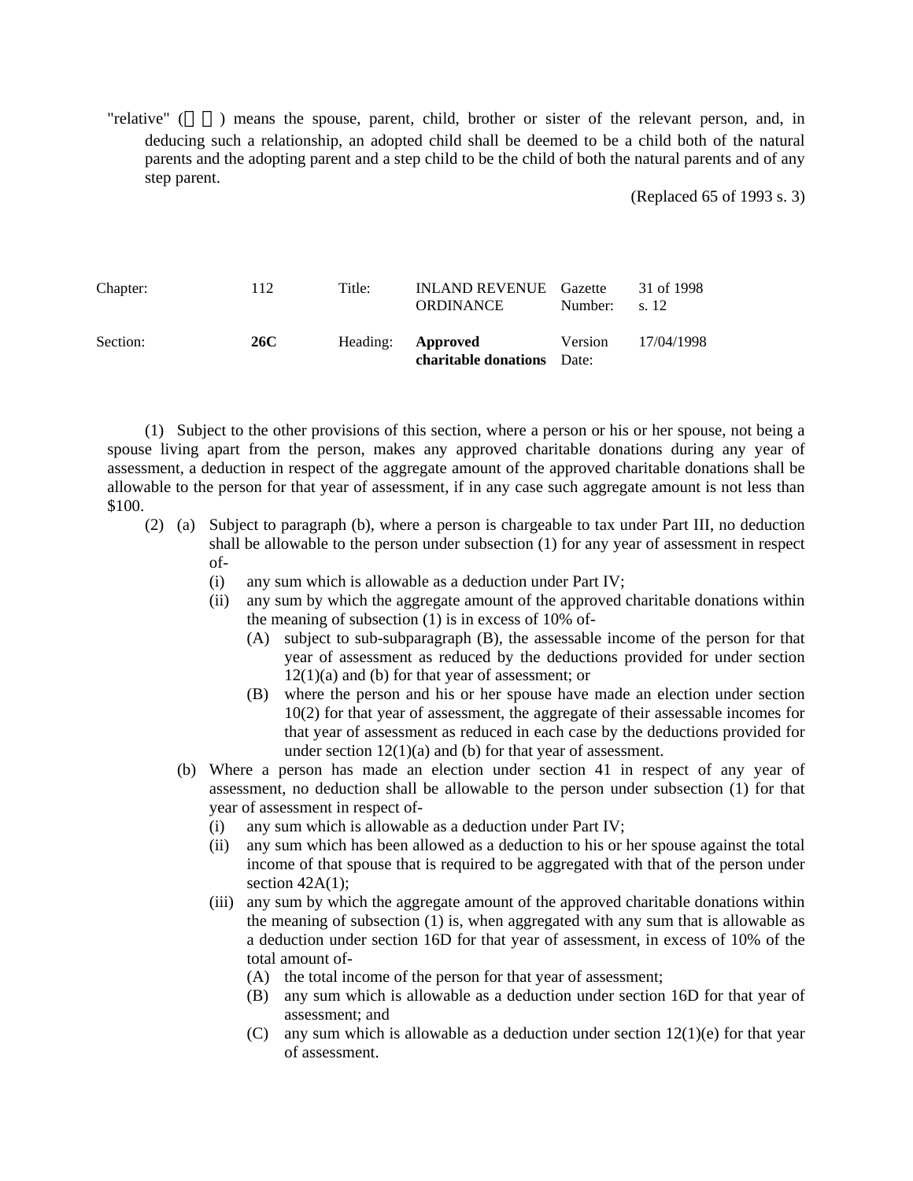"relative" (　　) means the spouse, parent, child, brother or sister of the relevant person, and, in deducing such a relationship, an adopted child shall be deemed to be a child both of the natural parents and the adopting parent and a step child to be the child of both the natural parents and of any step parent.

(Replaced 65 of 1993 s. 3)

| Chapter: | 112 | Title: | INLAND REVENUE ORDINANCE | Gazette Number: | 31 of 1998 s. 12 |
|---|---|---|---|---|---|
| Section: | **26C** | Heading: | **Approved charitable donations** | Version Date: | 17/04/1998 |

(1) Subject to the other provisions of this section, where a person or his or her spouse, not being a spouse living apart from the person, makes any approved charitable donations during any year of assessment, a deduction in respect of the aggregate amount of the approved charitable donations shall be allowable to the person for that year of assessment, if in any case such aggregate amount is not less than $100.

(2) (a) Subject to paragraph (b), where a person is chargeable to tax under Part III, no deduction shall be allowable to the person under subsection (1) for any year of assessment in respect of-

(i) any sum which is allowable as a deduction under Part IV;

(ii) any sum by which the aggregate amount of the approved charitable donations within the meaning of subsection (1) is in excess of 10% of-

(A) subject to sub-subparagraph (B), the assessable income of the person for that year of assessment as reduced by the deductions provided for under section 12(1)(a) and (b) for that year of assessment; or

(B) where the person and his or her spouse have made an election under section 10(2) for that year of assessment, the aggregate of their assessable incomes for that year of assessment as reduced in each case by the deductions provided for under section 12(1)(a) and (b) for that year of assessment.

(b) Where a person has made an election under section 41 in respect of any year of assessment, no deduction shall be allowable to the person under subsection (1) for that year of assessment in respect of-

(i) any sum which is allowable as a deduction under Part IV;

(ii) any sum which has been allowed as a deduction to his or her spouse against the total income of that spouse that is required to be aggregated with that of the person under section 42A(1);

(iii) any sum by which the aggregate amount of the approved charitable donations within the meaning of subsection (1) is, when aggregated with any sum that is allowable as a deduction under section 16D for that year of assessment, in excess of 10% of the total amount of-

(A) the total income of the person for that year of assessment;

(B) any sum which is allowable as a deduction under section 16D for that year of assessment; and

(C) any sum which is allowable as a deduction under section 12(1)(e) for that year of assessment.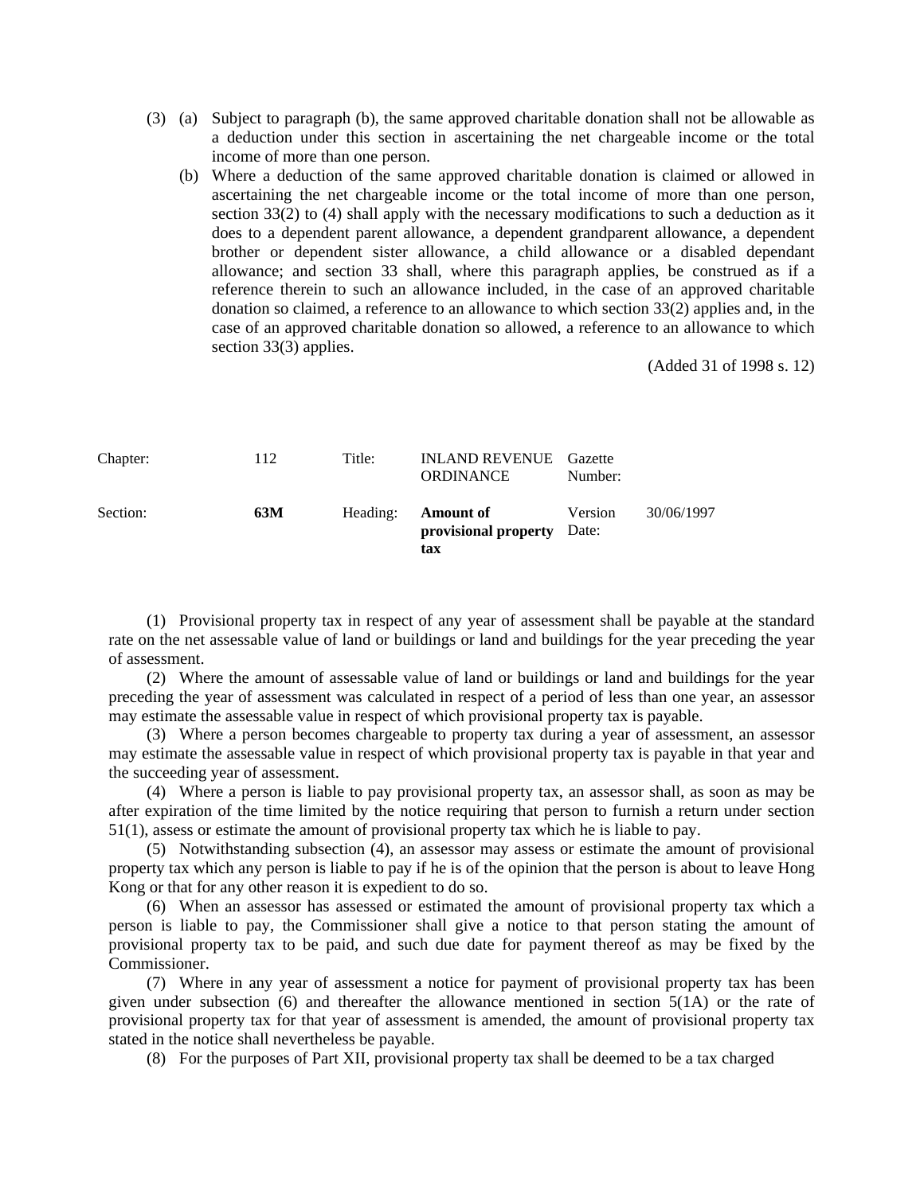(3) (a) Subject to paragraph (b), the same approved charitable donation shall not be allowable as a deduction under this section in ascertaining the net chargeable income or the total income of more than one person.

(b) Where a deduction of the same approved charitable donation is claimed or allowed in ascertaining the net chargeable income or the total income of more than one person, section 33(2) to (4) shall apply with the necessary modifications to such a deduction as it does to a dependent parent allowance, a dependent grandparent allowance, a dependent brother or dependent sister allowance, a child allowance or a disabled dependant allowance; and section 33 shall, where this paragraph applies, be construed as if a reference therein to such an allowance included, in the case of an approved charitable donation so claimed, a reference to an allowance to which section 33(2) applies and, in the case of an approved charitable donation so allowed, a reference to an allowance to which section 33(3) applies.

(Added 31 of 1998 s. 12)

| Chapter: | 112 | Title: | INLAND REVENUE ORDINANCE | Gazette Number: | |
|---|---|---|---|---|---|
| Section: | **63M** | Heading: | **Amount of provisional property tax** | Version Date: | 30/06/1997 |

(1) Provisional property tax in respect of any year of assessment shall be payable at the standard rate on the net assessable value of land or buildings or land and buildings for the year preceding the year of assessment.

(2) Where the amount of assessable value of land or buildings or land and buildings for the year preceding the year of assessment was calculated in respect of a period of less than one year, an assessor may estimate the assessable value in respect of which provisional property tax is payable.

(3) Where a person becomes chargeable to property tax during a year of assessment, an assessor may estimate the assessable value in respect of which provisional property tax is payable in that year and the succeeding year of assessment.

(4) Where a person is liable to pay provisional property tax, an assessor shall, as soon as may be after expiration of the time limited by the notice requiring that person to furnish a return under section 51(1), assess or estimate the amount of provisional property tax which he is liable to pay.

(5) Notwithstanding subsection (4), an assessor may assess or estimate the amount of provisional property tax which any person is liable to pay if he is of the opinion that the person is about to leave Hong Kong or that for any other reason it is expedient to do so.

(6) When an assessor has assessed or estimated the amount of provisional property tax which a person is liable to pay, the Commissioner shall give a notice to that person stating the amount of provisional property tax to be paid, and such due date for payment thereof as may be fixed by the Commissioner.

(7) Where in any year of assessment a notice for payment of provisional property tax has been given under subsection (6) and thereafter the allowance mentioned in section 5(1A) or the rate of provisional property tax for that year of assessment is amended, the amount of provisional property tax stated in the notice shall nevertheless be payable.

(8) For the purposes of Part XII, provisional property tax shall be deemed to be a tax charged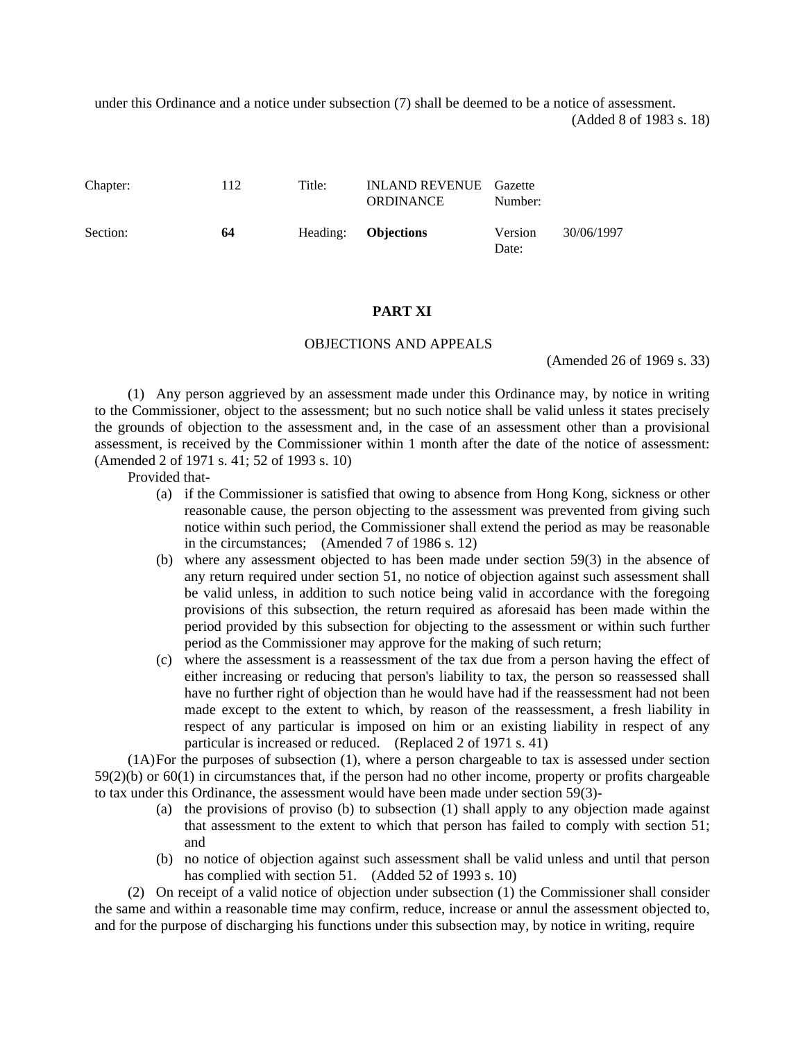under this Ordinance and a notice under subsection (7) shall be deemed to be a notice of assessment. (Added 8 of 1983 s. 18)

| Chapter: | 112 | Title: | INLAND REVENUE ORDINANCE | Gazette Number: | |
|---|---|---|---|---|---|
| Section: | **64** | Heading: | **Objections** | Version Date: | 30/06/1997 |

## PART XI

### OBJECTIONS AND APPEALS

(Amended 26 of 1969 s. 33)

(1) Any person aggrieved by an assessment made under this Ordinance may, by notice in writing to the Commissioner, object to the assessment; but no such notice shall be valid unless it states precisely the grounds of objection to the assessment and, in the case of an assessment other than a provisional assessment, is received by the Commissioner within 1 month after the date of the notice of assessment: (Amended 2 of 1971 s. 41; 52 of 1993 s. 10)

Provided that-

(a) if the Commissioner is satisfied that owing to absence from Hong Kong, sickness or other reasonable cause, the person objecting to the assessment was prevented from giving such notice within such period, the Commissioner shall extend the period as may be reasonable in the circumstances; (Amended 7 of 1986 s. 12)

(b) where any assessment objected to has been made under section 59(3) in the absence of any return required under section 51, no notice of objection against such assessment shall be valid unless, in addition to such notice being valid in accordance with the foregoing provisions of this subsection, the return required as aforesaid has been made within the period provided by this subsection for objecting to the assessment or within such further period as the Commissioner may approve for the making of such return;

(c) where the assessment is a reassessment of the tax due from a person having the effect of either increasing or reducing that person's liability to tax, the person so reassessed shall have no further right of objection than he would have had if the reassessment had not been made except to the extent to which, by reason of the reassessment, a fresh liability in respect of any particular is imposed on him or an existing liability in respect of any particular is increased or reduced. (Replaced 2 of 1971 s. 41)

(1A) For the purposes of subsection (1), where a person chargeable to tax is assessed under section 59(2)(b) or 60(1) in circumstances that, if the person had no other income, property or profits chargeable to tax under this Ordinance, the assessment would have been made under section 59(3)-

(a) the provisions of proviso (b) to subsection (1) shall apply to any objection made against that assessment to the extent to which that person has failed to comply with section 51; and

(b) no notice of objection against such assessment shall be valid unless and until that person has complied with section 51. (Added 52 of 1993 s. 10)

(2) On receipt of a valid notice of objection under subsection (1) the Commissioner shall consider the same and within a reasonable time may confirm, reduce, increase or annul the assessment objected to, and for the purpose of discharging his functions under this subsection may, by notice in writing, require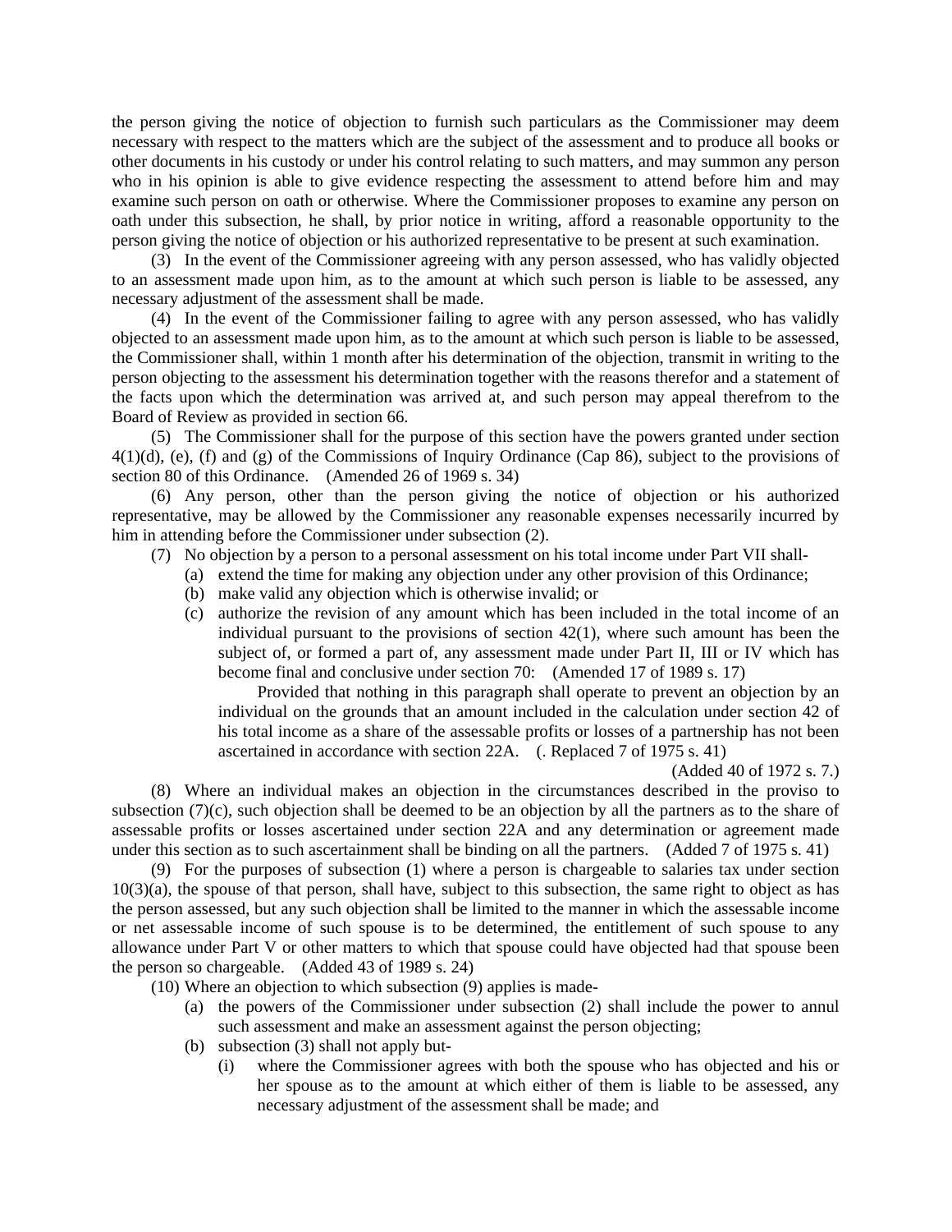the person giving the notice of objection to furnish such particulars as the Commissioner may deem necessary with respect to the matters which are the subject of the assessment and to produce all books or other documents in his custody or under his control relating to such matters, and may summon any person who in his opinion is able to give evidence respecting the assessment to attend before him and may examine such person on oath or otherwise. Where the Commissioner proposes to examine any person on oath under this subsection, he shall, by prior notice in writing, afford a reasonable opportunity to the person giving the notice of objection or his authorized representative to be present at such examination.

(3) In the event of the Commissioner agreeing with any person assessed, who has validly objected to an assessment made upon him, as to the amount at which such person is liable to be assessed, any necessary adjustment of the assessment shall be made.

(4) In the event of the Commissioner failing to agree with any person assessed, who has validly objected to an assessment made upon him, as to the amount at which such person is liable to be assessed, the Commissioner shall, within 1 month after his determination of the objection, transmit in writing to the person objecting to the assessment his determination together with the reasons therefor and a statement of the facts upon which the determination was arrived at, and such person may appeal therefrom to the Board of Review as provided in section 66.

(5) The Commissioner shall for the purpose of this section have the powers granted under section 4(1)(d), (e), (f) and (g) of the Commissions of Inquiry Ordinance (Cap 86), subject to the provisions of section 80 of this Ordinance. (Amended 26 of 1969 s. 34)

(6) Any person, other than the person giving the notice of objection or his authorized representative, may be allowed by the Commissioner any reasonable expenses necessarily incurred by him in attending before the Commissioner under subsection (2).

(7) No objection by a person to a personal assessment on his total income under Part VII shall-

(a) extend the time for making any objection under any other provision of this Ordinance;

(b) make valid any objection which is otherwise invalid; or

(c) authorize the revision of any amount which has been included in the total income of an individual pursuant to the provisions of section 42(1), where such amount has been the subject of, or formed a part of, any assessment made under Part II, III or IV which has become final and conclusive under section 70: (Amended 17 of 1989 s. 17)

Provided that nothing in this paragraph shall operate to prevent an objection by an individual on the grounds that an amount included in the calculation under section 42 of his total income as a share of the assessable profits or losses of a partnership has not been ascertained in accordance with section 22A. (. Replaced 7 of 1975 s. 41)

(Added 40 of 1972 s. 7.)

(8) Where an individual makes an objection in the circumstances described in the proviso to subsection (7)(c), such objection shall be deemed to be an objection by all the partners as to the share of assessable profits or losses ascertained under section 22A and any determination or agreement made under this section as to such ascertainment shall be binding on all the partners. (Added 7 of 1975 s. 41)

(9) For the purposes of subsection (1) where a person is chargeable to salaries tax under section 10(3)(a), the spouse of that person, shall have, subject to this subsection, the same right to object as has the person assessed, but any such objection shall be limited to the manner in which the assessable income or net assessable income of such spouse is to be determined, the entitlement of such spouse to any allowance under Part V or other matters to which that spouse could have objected had that spouse been the person so chargeable. (Added 43 of 1989 s. 24)

(10) Where an objection to which subsection (9) applies is made-

(a) the powers of the Commissioner under subsection (2) shall include the power to annul such assessment and make an assessment against the person objecting;

(b) subsection (3) shall not apply but-

(i) where the Commissioner agrees with both the spouse who has objected and his or her spouse as to the amount at which either of them is liable to be assessed, any necessary adjustment of the assessment shall be made; and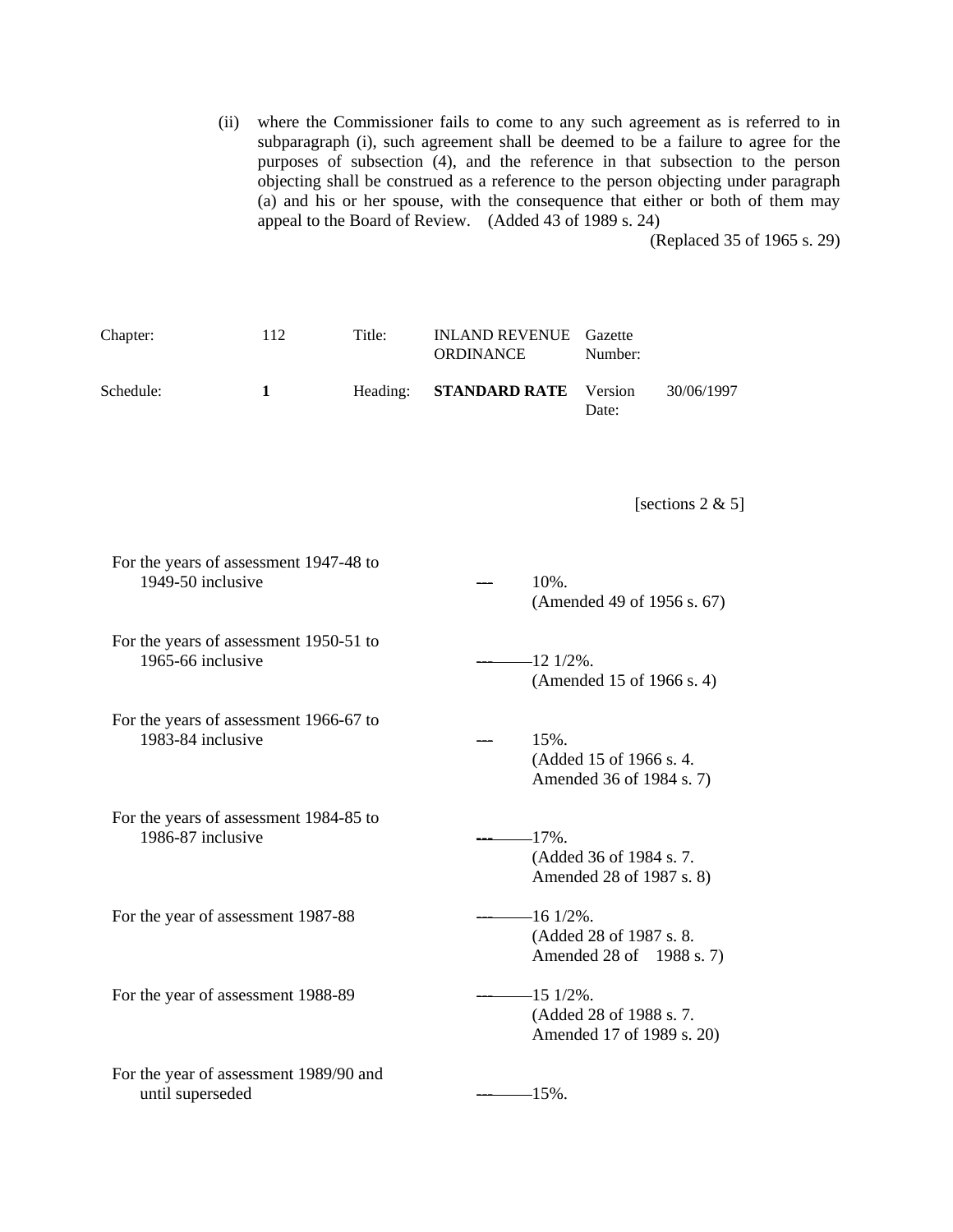(ii) where the Commissioner fails to come to any such agreement as is referred to in subparagraph (i), such agreement shall be deemed to be a failure to agree for the purposes of subsection (4), and the reference in that subsection to the person objecting shall be construed as a reference to the person objecting under paragraph (a) and his or her spouse, with the consequence that either or both of them may appeal to the Board of Review. (Added 43 of 1989 s. 24)

(Replaced 35 of 1965 s. 29)

| Chapter: | 112 | Title: | INLAND REVENUE ORDINANCE | Gazette Number: | |
|---|---|---|---|---|---|
| Schedule: | **1** | Heading: | **STANDARD RATE** | Version Date: | 30/06/1997 |

[sections 2 & 5]

| | | |
|---|---|---|
| For the years of assessment 1947-48 to 1949-50 inclusive | --- | 10%. (Amended 49 of 1956 s. 67) |
| For the years of assessment 1950-51 to 1965-66 inclusive | --- | 12 1/2%. (Amended 15 of 1966 s. 4) |
| For the years of assessment 1966-67 to 1983-84 inclusive | --- | 15%. (Added 15 of 1966 s. 4. Amended 36 of 1984 s. 7) |
| For the years of assessment 1984-85 to 1986-87 inclusive | --- | 17%. (Added 36 of 1984 s. 7. Amended 28 of 1987 s. 8) |
| For the year of assessment 1987-88 | --- | 16 1/2%. (Added 28 of 1987 s. 8. Amended 28 of 1988 s. 7) |
| For the year of assessment 1988-89 | --- | 15 1/2%. (Added 28 of 1988 s. 7. Amended 17 of 1989 s. 20) |
| For the year of assessment 1989/90 and until superseded | --- | 15%. |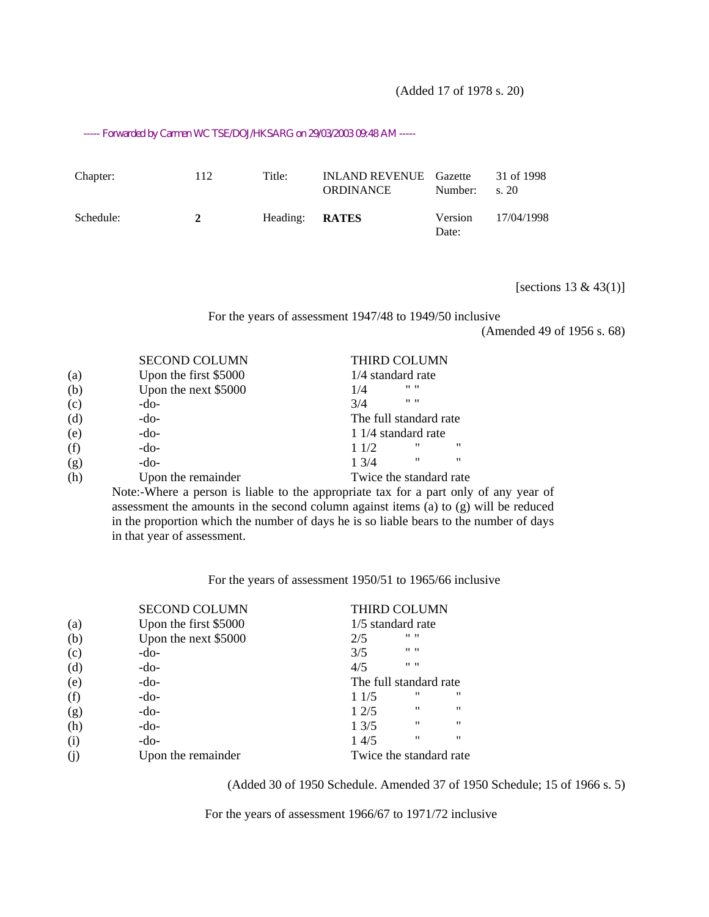(Added 17 of 1978 s. 20)

----- Forwarded by Carmen WC TSE/DOJ/HKSARG on 29/03/2003 09:48 AM -----

| | | | | | |
|---|---|---|---|---|---|
| Chapter: | 112 | Title: | INLAND REVENUE ORDINANCE | Gazette Number: | 31 of 1998 s. 20 |
| Schedule: | **2** | Heading: | **RATES** | Version Date: | 17/04/1998 |

[sections 13 & 43(1)]

For the years of assessment 1947/48 to 1949/50 inclusive

(Amended 49 of 1956 s. 68)

| | SECOND COLUMN | THIRD COLUMN |
|---|---|---|
| (a) | Upon the first $5000 | 1/4 standard rate |
| (b) | Upon the next $5000 | 1/4 " " |
| (c) | -do- | 3/4 " " |
| (d) | -do- | The full standard rate |
| (e) | -do- | 1 1/4 standard rate |
| (f) | -do- | 1 1/2 " " |
| (g) | -do- | 1 3/4 " " |
| (h) | Upon the remainder | Twice the standard rate |

Note:-Where a person is liable to the appropriate tax for a part only of any year of assessment the amounts in the second column against items (a) to (g) will be reduced in the proportion which the number of days he is so liable bears to the number of days in that year of assessment.

For the years of assessment 1950/51 to 1965/66 inclusive

| | SECOND COLUMN | THIRD COLUMN |
|---|---|---|
| (a) | Upon the first $5000 | 1/5 standard rate |
| (b) | Upon the next $5000 | 2/5 " " |
| (c) | -do- | 3/5 " " |
| (d) | -do- | 4/5 " " |
| (e) | -do- | The full standard rate |
| (f) | -do- | 1 1/5 " " |
| (g) | -do- | 1 2/5 " " |
| (h) | -do- | 1 3/5 " " |
| (i) | -do- | 1 4/5 " " |
| (j) | Upon the remainder | Twice the standard rate |

(Added 30 of 1950 Schedule. Amended 37 of 1950 Schedule; 15 of 1966 s. 5)

For the years of assessment 1966/67 to 1971/72 inclusive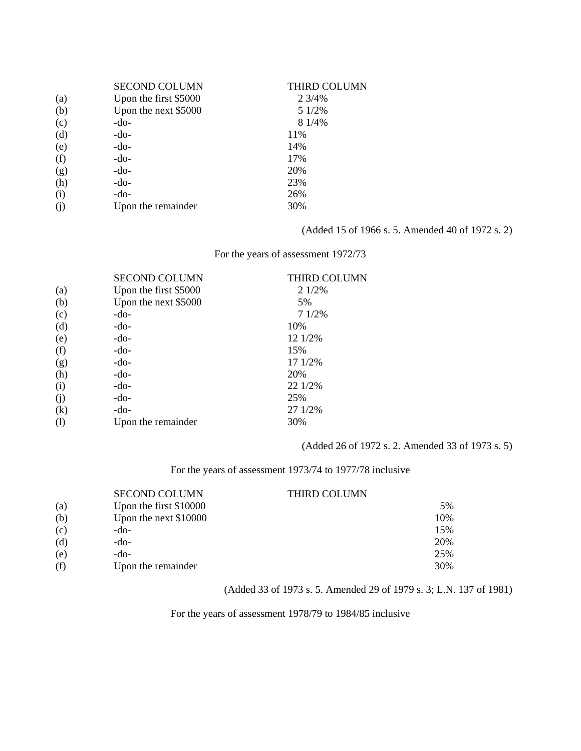| | SECOND COLUMN | THIRD COLUMN |
|---|---|---|
| (a) | Upon the first $5000 | 2 3/4% |
| (b) | Upon the next $5000 | 5 1/2% |
| (c) | -do- | 8 1/4% |
| (d) | -do- | 11% |
| (e) | -do- | 14% |
| (f) | -do- | 17% |
| (g) | -do- | 20% |
| (h) | -do- | 23% |
| (i) | -do- | 26% |
| (j) | Upon the remainder | 30% |

(Added 15 of 1966 s. 5. Amended 40 of 1972 s. 2)

For the years of assessment 1972/73

| | SECOND COLUMN | THIRD COLUMN |
|---|---|---|
| (a) | Upon the first $5000 | 2 1/2% |
| (b) | Upon the next $5000 | 5% |
| (c) | -do- | 7 1/2% |
| (d) | -do- | 10% |
| (e) | -do- | 12 1/2% |
| (f) | -do- | 15% |
| (g) | -do- | 17 1/2% |
| (h) | -do- | 20% |
| (i) | -do- | 22 1/2% |
| (j) | -do- | 25% |
| (k) | -do- | 27 1/2% |
| (l) | Upon the remainder | 30% |

(Added 26 of 1972 s. 2. Amended 33 of 1973 s. 5)

For the years of assessment 1973/74 to 1977/78 inclusive

| | SECOND COLUMN | THIRD COLUMN |
|---|---|---|
| (a) | Upon the first $10000 | 5% |
| (b) | Upon the next $10000 | 10% |
| (c) | -do- | 15% |
| (d) | -do- | 20% |
| (e) | -do- | 25% |
| (f) | Upon the remainder | 30% |

(Added 33 of 1973 s. 5. Amended 29 of 1979 s. 3; L.N. 137 of 1981)

For the years of assessment 1978/79 to 1984/85 inclusive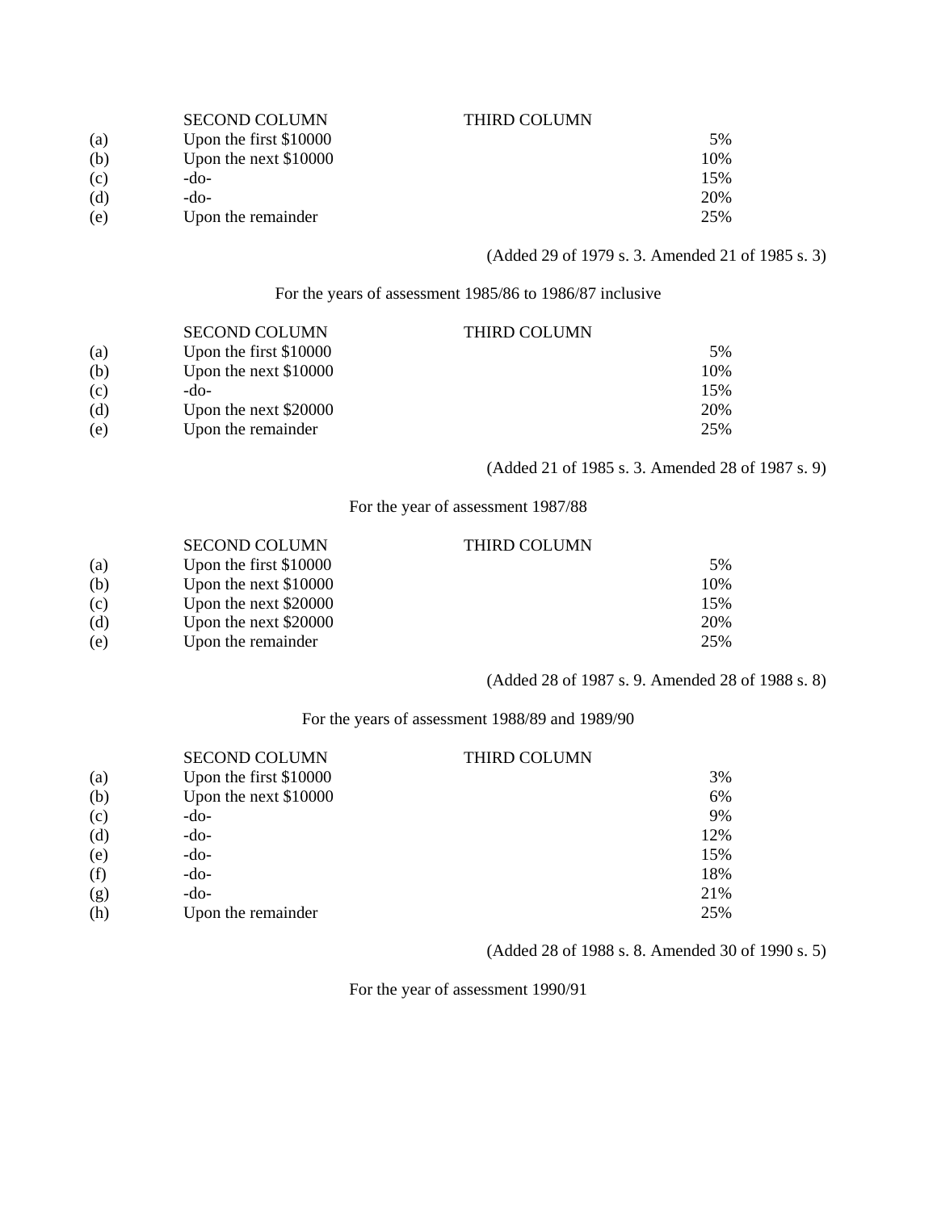| | SECOND COLUMN | THIRD COLUMN |
|---|---|---|
| (a) | Upon the first $10000 | 5% |
| (b) | Upon the next $10000 | 10% |
| (c) | -do- | 15% |
| (d) | -do- | 20% |
| (e) | Upon the remainder | 25% |

(Added 29 of 1979 s. 3. Amended 21 of 1985 s. 3)

For the years of assessment 1985/86 to 1986/87 inclusive

| | SECOND COLUMN | THIRD COLUMN |
|---|---|---|
| (a) | Upon the first $10000 | 5% |
| (b) | Upon the next $10000 | 10% |
| (c) | -do- | 15% |
| (d) | Upon the next $20000 | 20% |
| (e) | Upon the remainder | 25% |

(Added 21 of 1985 s. 3. Amended 28 of 1987 s. 9)

For the year of assessment 1987/88

| | SECOND COLUMN | THIRD COLUMN |
|---|---|---|
| (a) | Upon the first $10000 | 5% |
| (b) | Upon the next $10000 | 10% |
| (c) | Upon the next $20000 | 15% |
| (d) | Upon the next $20000 | 20% |
| (e) | Upon the remainder | 25% |

(Added 28 of 1987 s. 9. Amended 28 of 1988 s. 8)

For the years of assessment 1988/89 and 1989/90

| | SECOND COLUMN | THIRD COLUMN |
|---|---|---|
| (a) | Upon the first $10000 | 3% |
| (b) | Upon the next $10000 | 6% |
| (c) | -do- | 9% |
| (d) | -do- | 12% |
| (e) | -do- | 15% |
| (f) | -do- | 18% |
| (g) | -do- | 21% |
| (h) | Upon the remainder | 25% |

(Added 28 of 1988 s. 8. Amended 30 of 1990 s. 5)

For the year of assessment 1990/91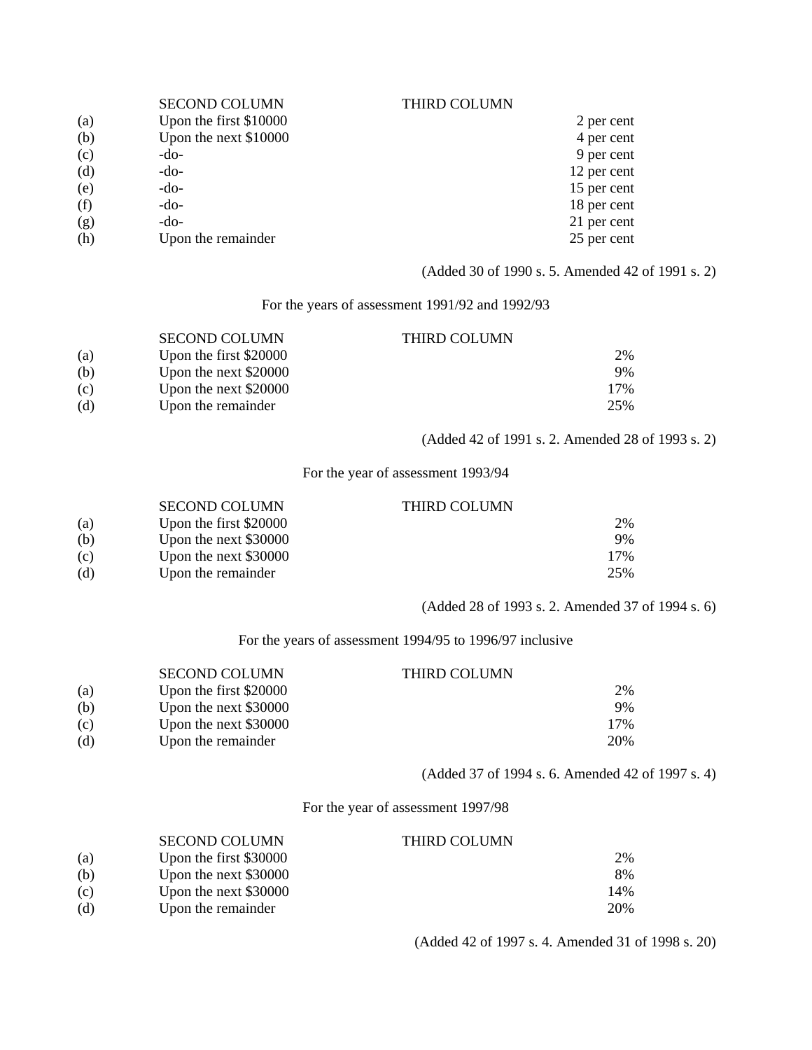| | SECOND COLUMN | THIRD COLUMN |
|---|---|---|
| (a) | Upon the first $10000 | 2 per cent |
| (b) | Upon the next $10000 | 4 per cent |
| (c) | -do- | 9 per cent |
| (d) | -do- | 12 per cent |
| (e) | -do- | 15 per cent |
| (f) | -do- | 18 per cent |
| (g) | -do- | 21 per cent |
| (h) | Upon the remainder | 25 per cent |

(Added 30 of 1990 s. 5. Amended 42 of 1991 s. 2)

For the years of assessment 1991/92 and 1992/93

| | SECOND COLUMN | THIRD COLUMN |
|---|---|---|
| (a) | Upon the first $20000 | 2% |
| (b) | Upon the next $20000 | 9% |
| (c) | Upon the next $20000 | 17% |
| (d) | Upon the remainder | 25% |

(Added 42 of 1991 s. 2. Amended 28 of 1993 s. 2)

For the year of assessment 1993/94

| | SECOND COLUMN | THIRD COLUMN |
|---|---|---|
| (a) | Upon the first $20000 | 2% |
| (b) | Upon the next $30000 | 9% |
| (c) | Upon the next $30000 | 17% |
| (d) | Upon the remainder | 25% |

(Added 28 of 1993 s. 2. Amended 37 of 1994 s. 6)

For the years of assessment 1994/95 to 1996/97 inclusive

| | SECOND COLUMN | THIRD COLUMN |
|---|---|---|
| (a) | Upon the first $20000 | 2% |
| (b) | Upon the next $30000 | 9% |
| (c) | Upon the next $30000 | 17% |
| (d) | Upon the remainder | 20% |

(Added 37 of 1994 s. 6. Amended 42 of 1997 s. 4)

For the year of assessment 1997/98

| | SECOND COLUMN | THIRD COLUMN |
|---|---|---|
| (a) | Upon the first $30000 | 2% |
| (b) | Upon the next $30000 | 8% |
| (c) | Upon the next $30000 | 14% |
| (d) | Upon the remainder | 20% |

(Added 42 of 1997 s. 4. Amended 31 of 1998 s. 20)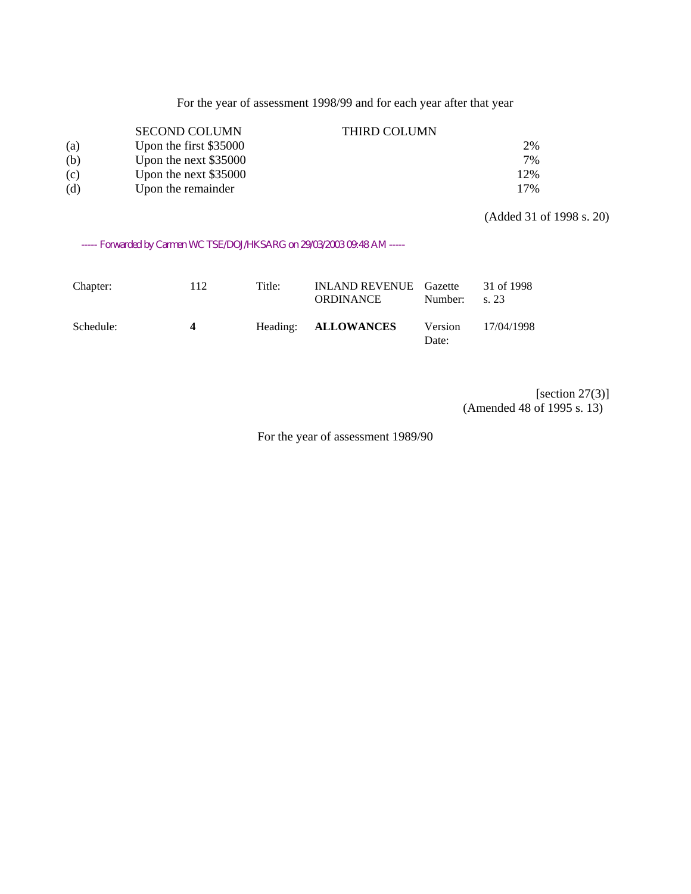For the year of assessment 1998/99 and for each year after that year

| | SECOND COLUMN | THIRD COLUMN |
|---|---|---|
| (a) | Upon the first $35000 | 2% |
| (b) | Upon the next $35000 | 7% |
| (c) | Upon the next $35000 | 12% |
| (d) | Upon the remainder | 17% |

(Added 31 of 1998 s. 20)

----- Forwarded by Carmen WC TSE/DOJ/HKSARG on 29/03/2003 09:48 AM -----

| | | | | | |
|---|---|---|---|---|---|
| Chapter: | 112 | Title: | INLAND REVENUE ORDINANCE | Gazette Number: | 31 of 1998 s. 23 |
| Schedule: | **4** | Heading: | **ALLOWANCES** | Version Date: | 17/04/1998 |

[section 27(3)]
(Amended 48 of 1995 s. 13)

For the year of assessment 1989/90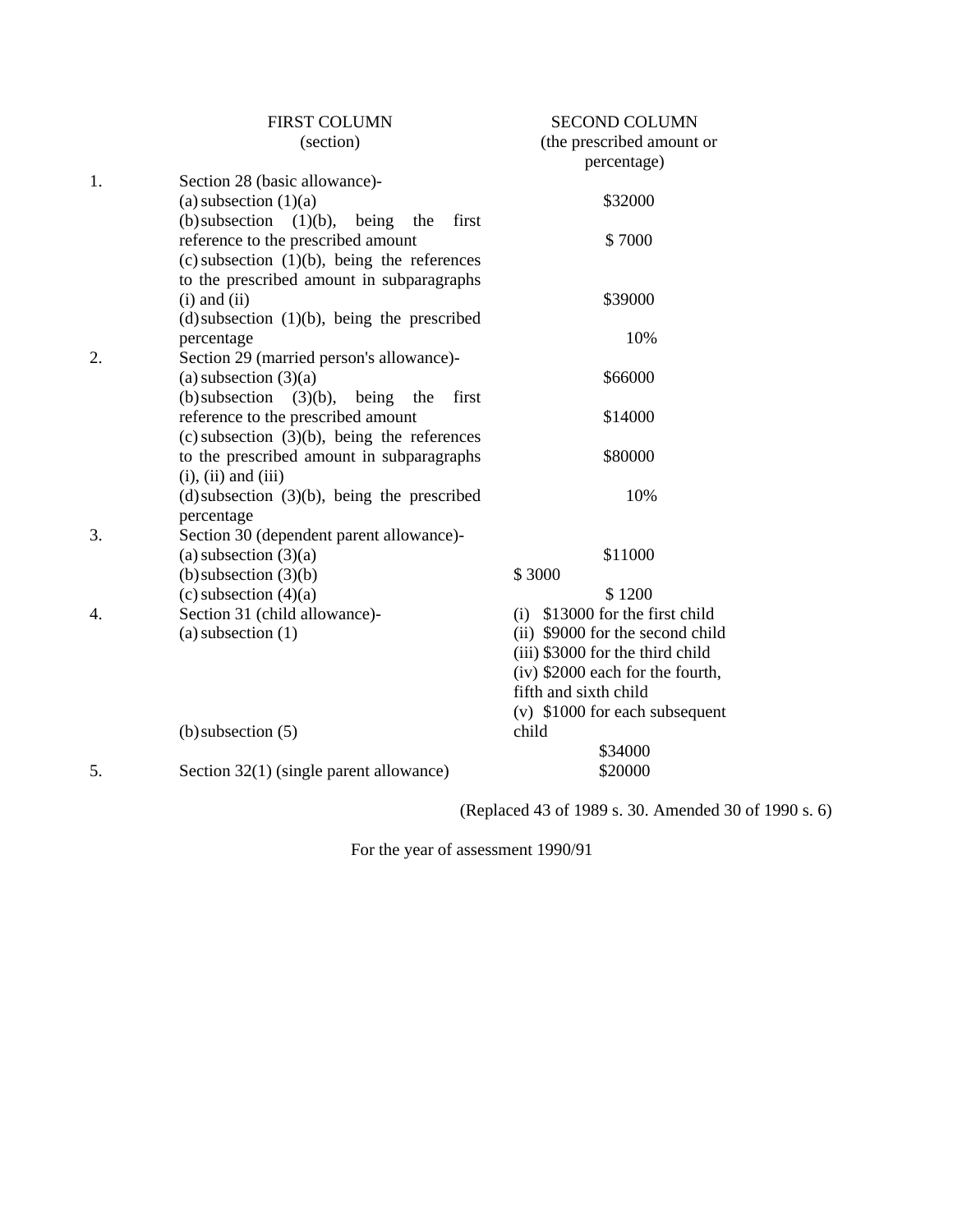| | FIRST COLUMN (section) | SECOND COLUMN (the prescribed amount or percentage) |
|---|---|---|
| 1. | Section 28 (basic allowance)- | |
| | (a) subsection (1)(a) | $32000 |
| | (b) subsection (1)(b), being the first reference to the prescribed amount | $ 7000 |
| | (c) subsection (1)(b), being the references to the prescribed amount in subparagraphs (i) and (ii) | $39000 |
| | (d) subsection (1)(b), being the prescribed percentage | 10% |
| 2. | Section 29 (married person's allowance)- | |
| | (a) subsection (3)(a) | $66000 |
| | (b) subsection (3)(b), being the first reference to the prescribed amount | $14000 |
| | (c) subsection (3)(b), being the references to the prescribed amount in subparagraphs (i), (ii) and (iii) | $80000 |
| | (d) subsection (3)(b), being the prescribed percentage | 10% |
| 3. | Section 30 (dependent parent allowance)- | |
| | (a) subsection (3)(a) | $11000 |
| | (b) subsection (3)(b) | $ 3000 |
| | (c) subsection (4)(a) | $ 1200 |
| 4. | Section 31 (child allowance)- | |
| | (a) subsection (1) | (i) $13000 for the first child<br>(ii) $9000 for the second child<br>(iii) $3000 for the third child<br>(iv) $2000 each for the fourth, fifth and sixth child<br>(v) $1000 for each subsequent child |
| | (b) subsection (5) | $34000 |
| 5. | Section 32(1) (single parent allowance) | $20000 |

(Replaced 43 of 1989 s. 30. Amended 30 of 1990 s. 6)

For the year of assessment 1990/91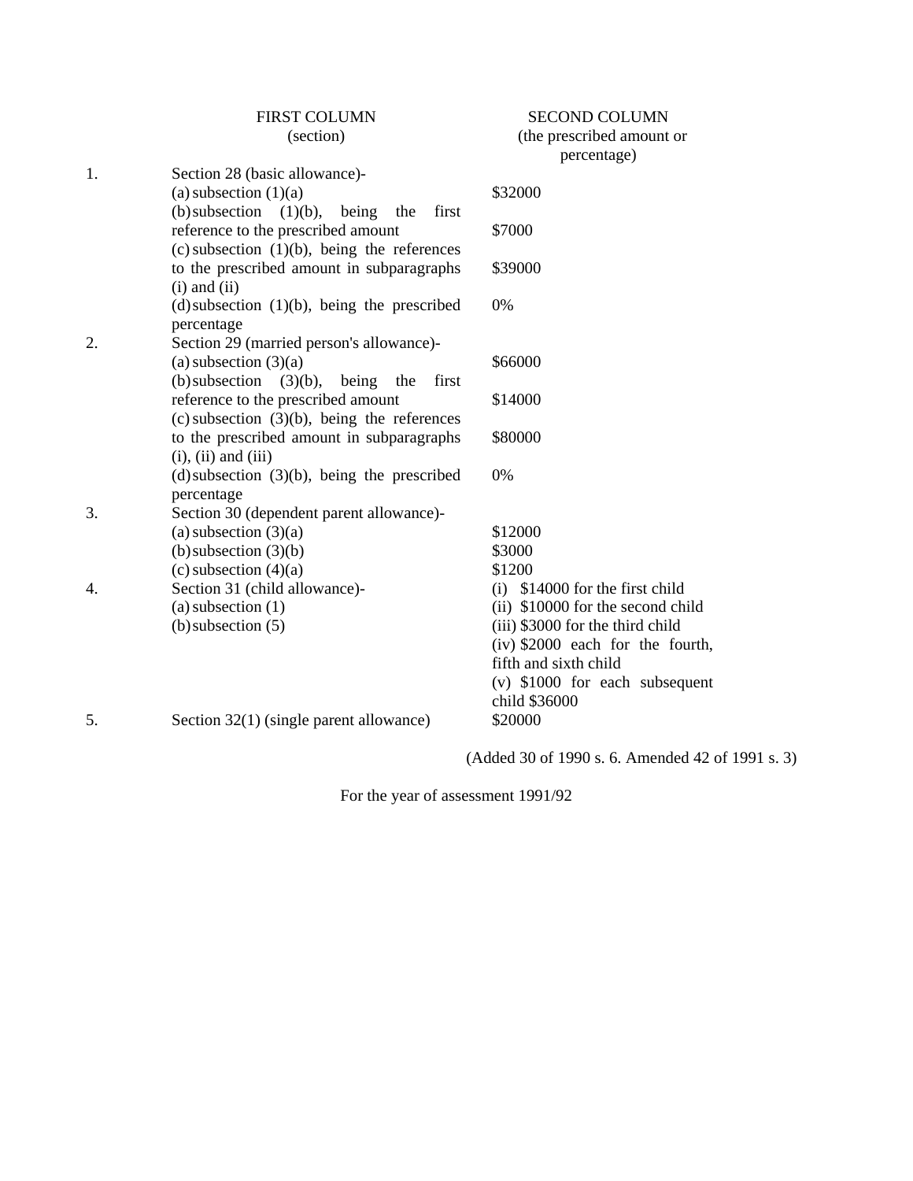| | FIRST COLUMN (section) | SECOND COLUMN (the prescribed amount or percentage) |
|---|---|---|
| 1. | Section 28 (basic allowance)- | |
| | (a) subsection (1)(a) | $32000 |
| | (b) subsection (1)(b), being the first reference to the prescribed amount | $7000 |
| | (c) subsection (1)(b), being the references to the prescribed amount in subparagraphs (i) and (ii) | $39000 |
| | (d) subsection (1)(b), being the prescribed percentage | 0% |
| 2. | Section 29 (married person's allowance)- | |
| | (a) subsection (3)(a) | $66000 |
| | (b) subsection (3)(b), being the first reference to the prescribed amount | $14000 |
| | (c) subsection (3)(b), being the references to the prescribed amount in subparagraphs (i), (ii) and (iii) | $80000 |
| | (d) subsection (3)(b), being the prescribed percentage | 0% |
| 3. | Section 30 (dependent parent allowance)- | |
| | (a) subsection (3)(a) | $12000 |
| | (b) subsection (3)(b) | $3000 |
| | (c) subsection (4)(a) | $1200 |
| 4. | Section 31 (child allowance)- | |
| | (a) subsection (1) | (i) $14000 for the first child<br>(ii) $10000 for the second child<br>(iii) $3000 for the third child<br>(iv) $2000 each for the fourth, fifth and sixth child<br>(v) $1000 for each subsequent child |
| | (b) subsection (5) | $36000 |
| 5. | Section 32(1) (single parent allowance) | $20000 |

(Added 30 of 1990 s. 6. Amended 42 of 1991 s. 3)

For the year of assessment 1991/92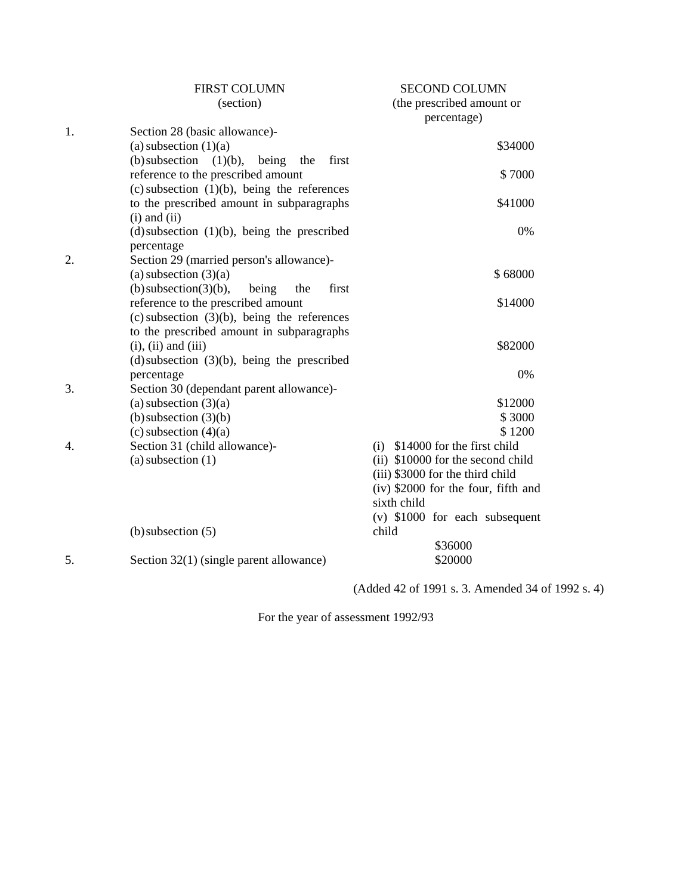| | FIRST COLUMN (section) | SECOND COLUMN (the prescribed amount or percentage) |
|---|---|---|
| 1. | Section 28 (basic allowance)- | |
| | (a) subsection (1)(a) | $34000 |
| | (b) subsection (1)(b), being the first reference to the prescribed amount | $ 7000 |
| | (c) subsection (1)(b), being the references to the prescribed amount in subparagraphs (i) and (ii) | $41000 |
| | (d) subsection (1)(b), being the prescribed percentage | 0% |
| 2. | Section 29 (married person's allowance)- | |
| | (a) subsection (3)(a) | $ 68000 |
| | (b) subsection(3)(b), being the first reference to the prescribed amount | $14000 |
| | (c) subsection (3)(b), being the references to the prescribed amount in subparagraphs (i), (ii) and (iii) | $82000 |
| | (d) subsection (3)(b), being the prescribed percentage | 0% |
| 3. | Section 30 (dependant parent allowance)- | |
| | (a) subsection (3)(a) | $12000 |
| | (b) subsection (3)(b) | $ 3000 |
| | (c) subsection (4)(a) | $ 1200 |
| 4. | Section 31 (child allowance)- (a) subsection (1) | (i) $14000 for the first child<br>(ii) $10000 for the second child<br>(iii) $3000 for the third child<br>(iv) $2000 for the four, fifth and sixth child<br>(v) $1000 for each subsequent child |
| | (b) subsection (5) | $36000 |
| 5. | Section 32(1) (single parent allowance) | $20000 |

(Added 42 of 1991 s. 3. Amended 34 of 1992 s. 4)

For the year of assessment 1992/93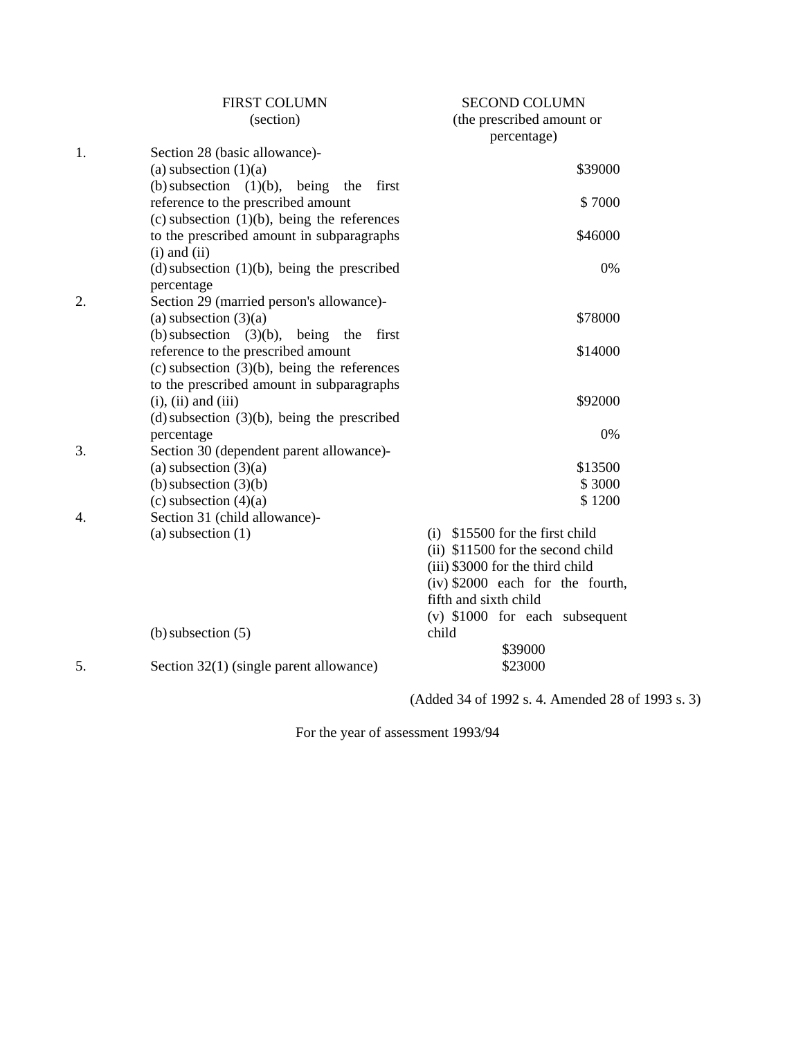| | FIRST COLUMN (section) | SECOND COLUMN (the prescribed amount or percentage) |
|---|---|---|
| 1. | Section 28 (basic allowance)- | |
| | (a) subsection (1)(a) | $39000 |
| | (b) subsection (1)(b), being the first reference to the prescribed amount | $ 7000 |
| | (c) subsection (1)(b), being the references to the prescribed amount in subparagraphs (i) and (ii) | $46000 |
| | (d) subsection (1)(b), being the prescribed percentage | 0% |
| 2. | Section 29 (married person's allowance)- | |
| | (a) subsection (3)(a) | $78000 |
| | (b) subsection (3)(b), being the first reference to the prescribed amount | $14000 |
| | (c) subsection (3)(b), being the references to the prescribed amount in subparagraphs (i), (ii) and (iii) | $92000 |
| | (d) subsection (3)(b), being the prescribed percentage | 0% |
| 3. | Section 30 (dependent parent allowance)- | |
| | (a) subsection (3)(a) | $13500 |
| | (b) subsection (3)(b) | $ 3000 |
| | (c) subsection (4)(a) | $ 1200 |
| 4. | Section 31 (child allowance)- | |
| | (a) subsection (1) | (i) $15500 for the first child<br>(ii) $11500 for the second child<br>(iii) $3000 for the third child<br>(iv) $2000 each for the fourth, fifth and sixth child<br>(v) $1000 for each subsequent child |
| | (b) subsection (5) | $39000 |
| 5. | Section 32(1) (single parent allowance) | $23000 |

(Added 34 of 1992 s. 4. Amended 28 of 1993 s. 3)

For the year of assessment 1993/94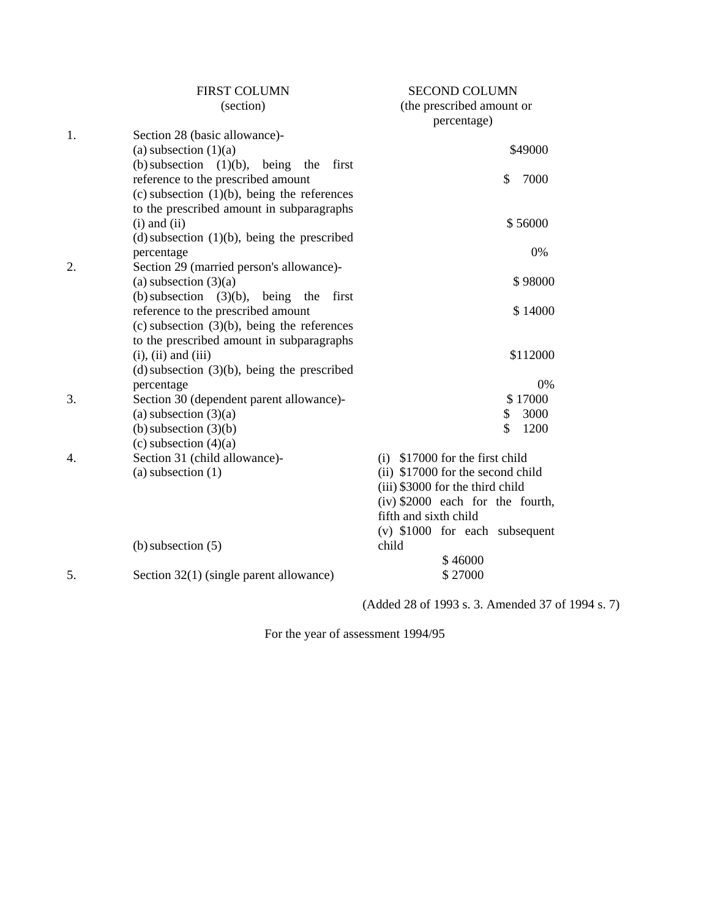| | FIRST COLUMN (section) | SECOND COLUMN (the prescribed amount or percentage) |
|---|---|---|
| 1. | Section 28 (basic allowance)- | |
| | (a) subsection (1)(a) | $49000 |
| | (b) subsection (1)(b), being the first reference to the prescribed amount | $ 7000 |
| | (c) subsection (1)(b), being the references to the prescribed amount in subparagraphs (i) and (ii) | $ 56000 |
| | (d) subsection (1)(b), being the prescribed percentage | 0% |
| 2. | Section 29 (married person's allowance)- | |
| | (a) subsection (3)(a) | $ 98000 |
| | (b) subsection (3)(b), being the first reference to the prescribed amount | $ 14000 |
| | (c) subsection (3)(b), being the references to the prescribed amount in subparagraphs (i), (ii) and (iii) | $112000 |
| | (d) subsection (3)(b), being the prescribed percentage | 0% |
| 3. | Section 30 (dependent parent allowance)- | $ 17000 |
| | (a) subsection (3)(a) | $ 3000 |
| | (b) subsection (3)(b) | $ 1200 |
| | (c) subsection (4)(a) | |
| 4. | Section 31 (child allowance)- | (i) $17000 for the first child |
| | (a) subsection (1) | (ii) $17000 for the second child<br>(iii) $3000 for the third child<br>(iv) $2000 each for the fourth, fifth and sixth child<br>(v) $1000 for each subsequent child |
| | (b) subsection (5) | $ 46000 |
| 5. | Section 32(1) (single parent allowance) | $ 27000 |

(Added 28 of 1993 s. 3. Amended 37 of 1994 s. 7)

For the year of assessment 1994/95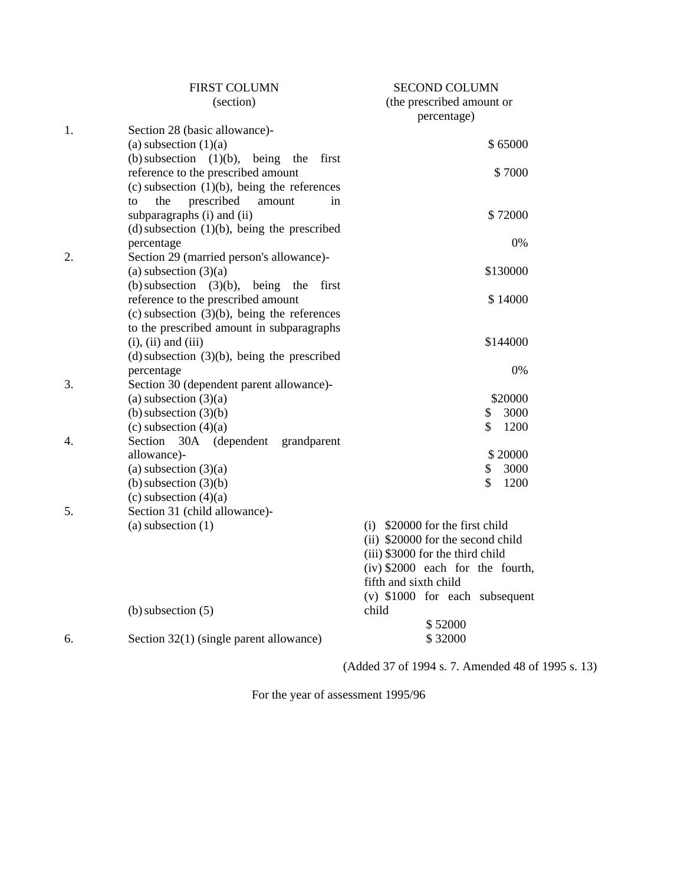| | FIRST COLUMN (section) | SECOND COLUMN (the prescribed amount or percentage) |
|---|---|---|
| 1. | Section 28 (basic allowance)- | |
| | (a) subsection (1)(a) | $ 65000 |
| | (b) subsection (1)(b), being the first reference to the prescribed amount | $ 7000 |
| | (c) subsection (1)(b), being the references to the prescribed amount in subparagraphs (i) and (ii) | $ 72000 |
| | (d) subsection (1)(b), being the prescribed percentage | 0% |
| 2. | Section 29 (married person's allowance)- | |
| | (a) subsection (3)(a) | $130000 |
| | (b) subsection (3)(b), being the first reference to the prescribed amount | $ 14000 |
| | (c) subsection (3)(b), being the references to the prescribed amount in subparagraphs (i), (ii) and (iii) | $144000 |
| | (d) subsection (3)(b), being the prescribed percentage | 0% |
| 3. | Section 30 (dependent parent allowance)- | |
| | (a) subsection (3)(a) | $20000 |
| | (b) subsection (3)(b) | $ 3000 |
| | (c) subsection (4)(a) | $ 1200 |
| 4. | Section 30A (dependent grandparent allowance)- | |
| | (a) subsection (3)(a) | $ 20000 |
| | (b) subsection (3)(b) | $ 3000 |
| | (c) subsection (4)(a) | $ 1200 |
| 5. | Section 31 (child allowance)- | |
| | (a) subsection (1) | (i) $20000 for the first child<br>(ii) $20000 for the second child<br>(iii) $3000 for the third child<br>(iv) $2000 each for the fourth, fifth and sixth child<br>(v) $1000 for each subsequent child |
| | (b) subsection (5) | $ 52000 |
| 6. | Section 32(1) (single parent allowance) | $ 32000 |

(Added 37 of 1994 s. 7. Amended 48 of 1995 s. 13)

For the year of assessment 1995/96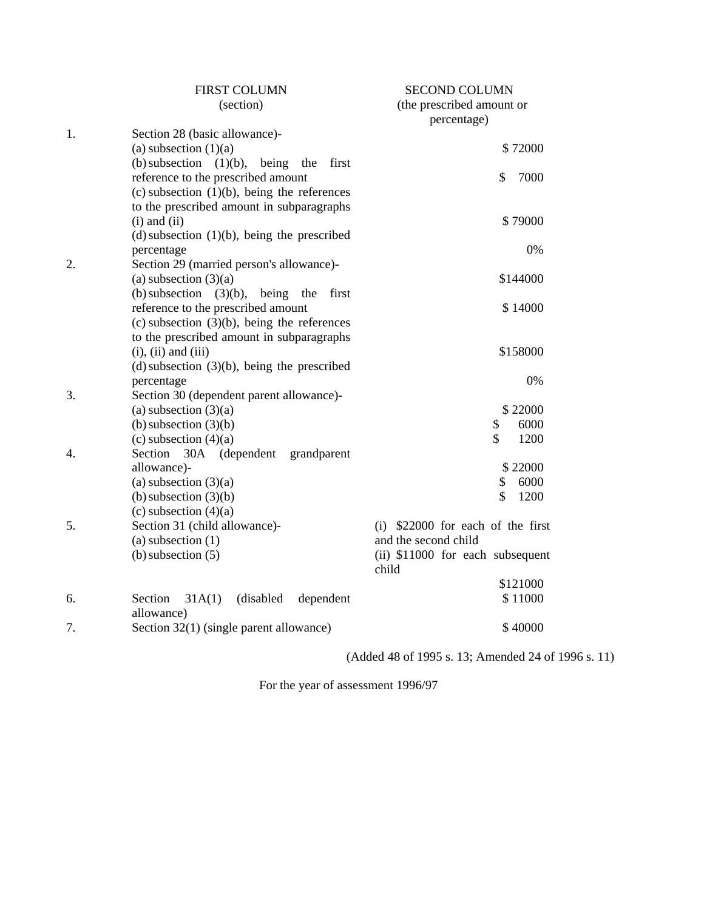| | FIRST COLUMN (section) | SECOND COLUMN (the prescribed amount or percentage) |
|---|---|---|
| 1. | Section 28 (basic allowance)- | |
| | (a) subsection (1)(a) | $ 72000 |
| | (b) subsection (1)(b), being the first reference to the prescribed amount | $ 7000 |
| | (c) subsection (1)(b), being the references to the prescribed amount in subparagraphs (i) and (ii) | $ 79000 |
| | (d) subsection (1)(b), being the prescribed percentage | 0% |
| 2. | Section 29 (married person's allowance)- | |
| | (a) subsection (3)(a) | $144000 |
| | (b) subsection (3)(b), being the first reference to the prescribed amount | $ 14000 |
| | (c) subsection (3)(b), being the references to the prescribed amount in subparagraphs (i), (ii) and (iii) | $158000 |
| | (d) subsection (3)(b), being the prescribed percentage | 0% |
| 3. | Section 30 (dependent parent allowance)- | |
| | (a) subsection (3)(a) | $ 22000 |
| | (b) subsection (3)(b) | $ 6000 |
| | (c) subsection (4)(a) | $ 1200 |
| 4. | Section 30A (dependent grandparent allowance)- | |
| | (a) subsection (3)(a) | $ 22000 |
| | (b) subsection (3)(b) | $ 6000 |
| | (c) subsection (4)(a) | $ 1200 |
| 5. | Section 31 (child allowance)- | |
| | (a) subsection (1) | (i) $22000 for each of the first and the second child<br>(ii) $11000 for each subsequent child |
| | (b) subsection (5) | $121000 |
| 6. | Section 31A(1) (disabled dependent allowance) | $ 11000 |
| 7. | Section 32(1) (single parent allowance) | $ 40000 |

(Added 48 of 1995 s. 13; Amended 24 of 1996 s. 11)

For the year of assessment 1996/97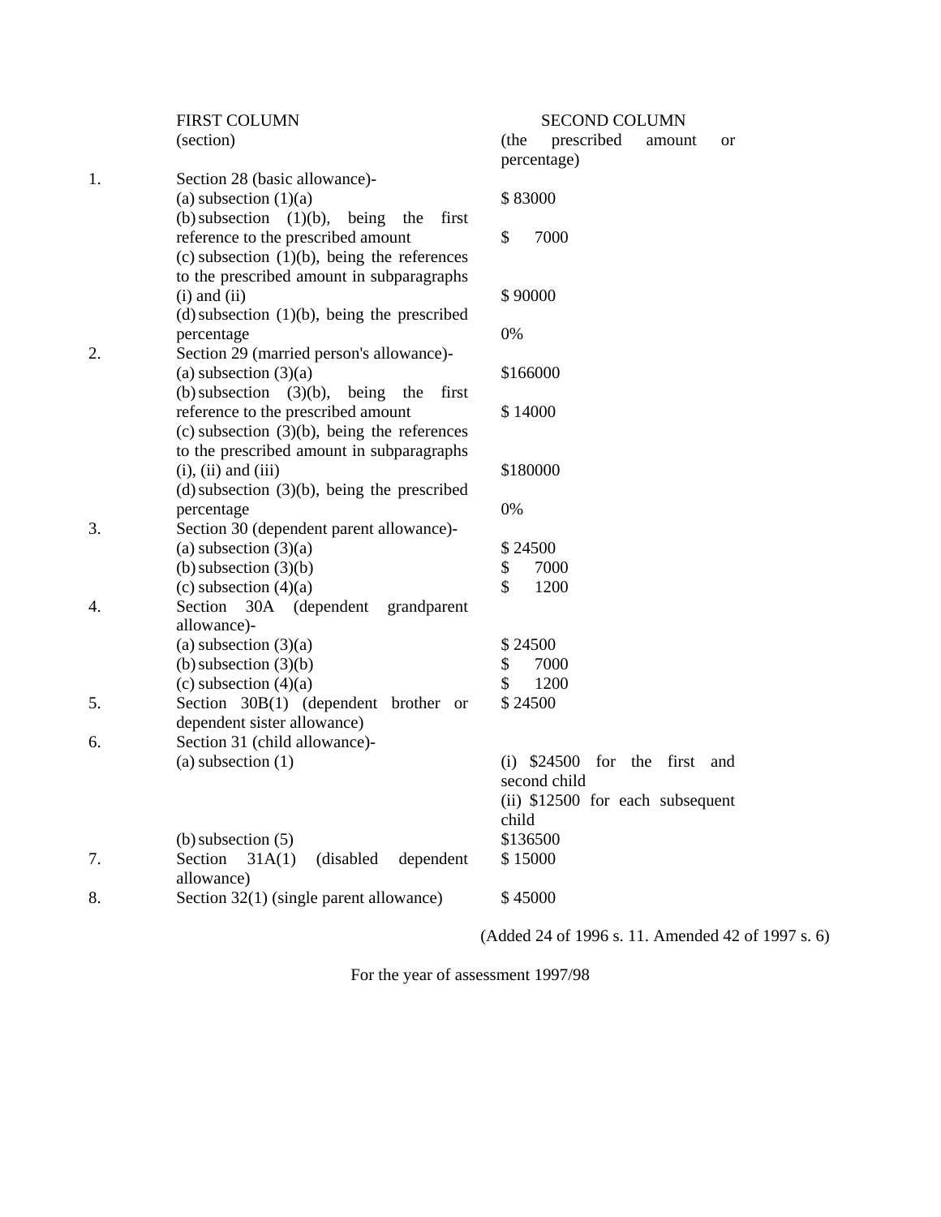| | FIRST COLUMN (section) | SECOND COLUMN (the prescribed amount or percentage) |
|---|---|---|
| 1. | Section 28 (basic allowance)- | |
| | (a) subsection (1)(a) | $ 83000 |
| | (b) subsection (1)(b), being the first reference to the prescribed amount | $ 7000 |
| | (c) subsection (1)(b), being the references to the prescribed amount in subparagraphs (i) and (ii) | $ 90000 |
| | (d) subsection (1)(b), being the prescribed percentage | 0% |
| 2. | Section 29 (married person's allowance)- | |
| | (a) subsection (3)(a) | $166000 |
| | (b) subsection (3)(b), being the first reference to the prescribed amount | $ 14000 |
| | (c) subsection (3)(b), being the references to the prescribed amount in subparagraphs (i), (ii) and (iii) | $180000 |
| | (d) subsection (3)(b), being the prescribed percentage | 0% |
| 3. | Section 30 (dependent parent allowance)- | |
| | (a) subsection (3)(a) | $ 24500 |
| | (b) subsection (3)(b) | $ 7000 |
| | (c) subsection (4)(a) | $ 1200 |
| 4. | Section 30A (dependent grandparent allowance)- | |
| | (a) subsection (3)(a) | $ 24500 |
| | (b) subsection (3)(b) | $ 7000 |
| | (c) subsection (4)(a) | $ 1200 |
| 5. | Section 30B(1) (dependent brother or dependent sister allowance) | $ 24500 |
| 6. | Section 31 (child allowance)- | |
| | (a) subsection (1) | (i) $24500 for the first and second child<br>(ii) $12500 for each subsequent child |
| | (b) subsection (5) | $136500 |
| 7. | Section 31A(1) (disabled dependent allowance) | $ 15000 |
| 8. | Section 32(1) (single parent allowance) | $ 45000 |

(Added 24 of 1996 s. 11. Amended 42 of 1997 s. 6)

For the year of assessment 1997/98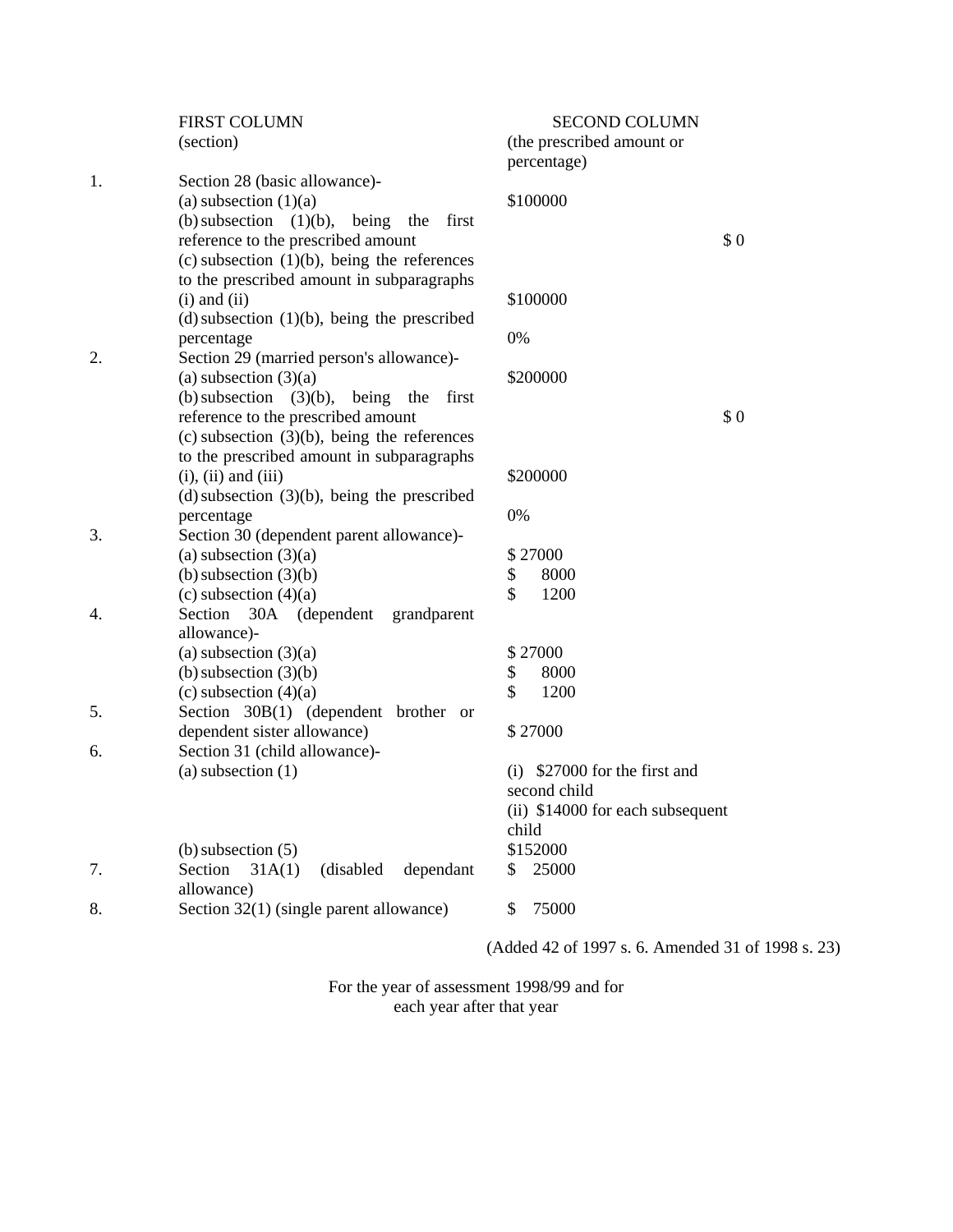| | FIRST COLUMN (section) | SECOND COLUMN (the prescribed amount or percentage) |
|---|---|---|
| 1. | Section 28 (basic allowance)- | |
| | (a) subsection (1)(a) | $100000 |
| | (b) subsection (1)(b), being the first reference to the prescribed amount | $ 0 |
| | (c) subsection (1)(b), being the references to the prescribed amount in subparagraphs (i) and (ii) | $100000 |
| | (d) subsection (1)(b), being the prescribed percentage | 0% |
| 2. | Section 29 (married person's allowance)- | |
| | (a) subsection (3)(a) | $200000 |
| | (b) subsection (3)(b), being the first reference to the prescribed amount | $ 0 |
| | (c) subsection (3)(b), being the references to the prescribed amount in subparagraphs (i), (ii) and (iii) | $200000 |
| | (d) subsection (3)(b), being the prescribed percentage | 0% |
| 3. | Section 30 (dependent parent allowance)- | |
| | (a) subsection (3)(a) | $ 27000 |
| | (b) subsection (3)(b) | $ 8000 |
| | (c) subsection (4)(a) | $ 1200 |
| 4. | Section 30A (dependent grandparent allowance)- | |
| | (a) subsection (3)(a) | $ 27000 |
| | (b) subsection (3)(b) | $ 8000 |
| | (c) subsection (4)(a) | $ 1200 |
| 5. | Section 30B(1) (dependent brother or dependent sister allowance) | $ 27000 |
| 6. | Section 31 (child allowance)- | |
| | (a) subsection (1) | (i) $27000 for the first and second child<br>(ii) $14000 for each subsequent child |
| | (b) subsection (5) | $152000 |
| 7. | Section 31A(1) (disabled dependant allowance) | $ 25000 |
| 8. | Section 32(1) (single parent allowance) | $ 75000 |

(Added 42 of 1997 s. 6. Amended 31 of 1998 s. 23)

For the year of assessment 1998/99 and for each year after that year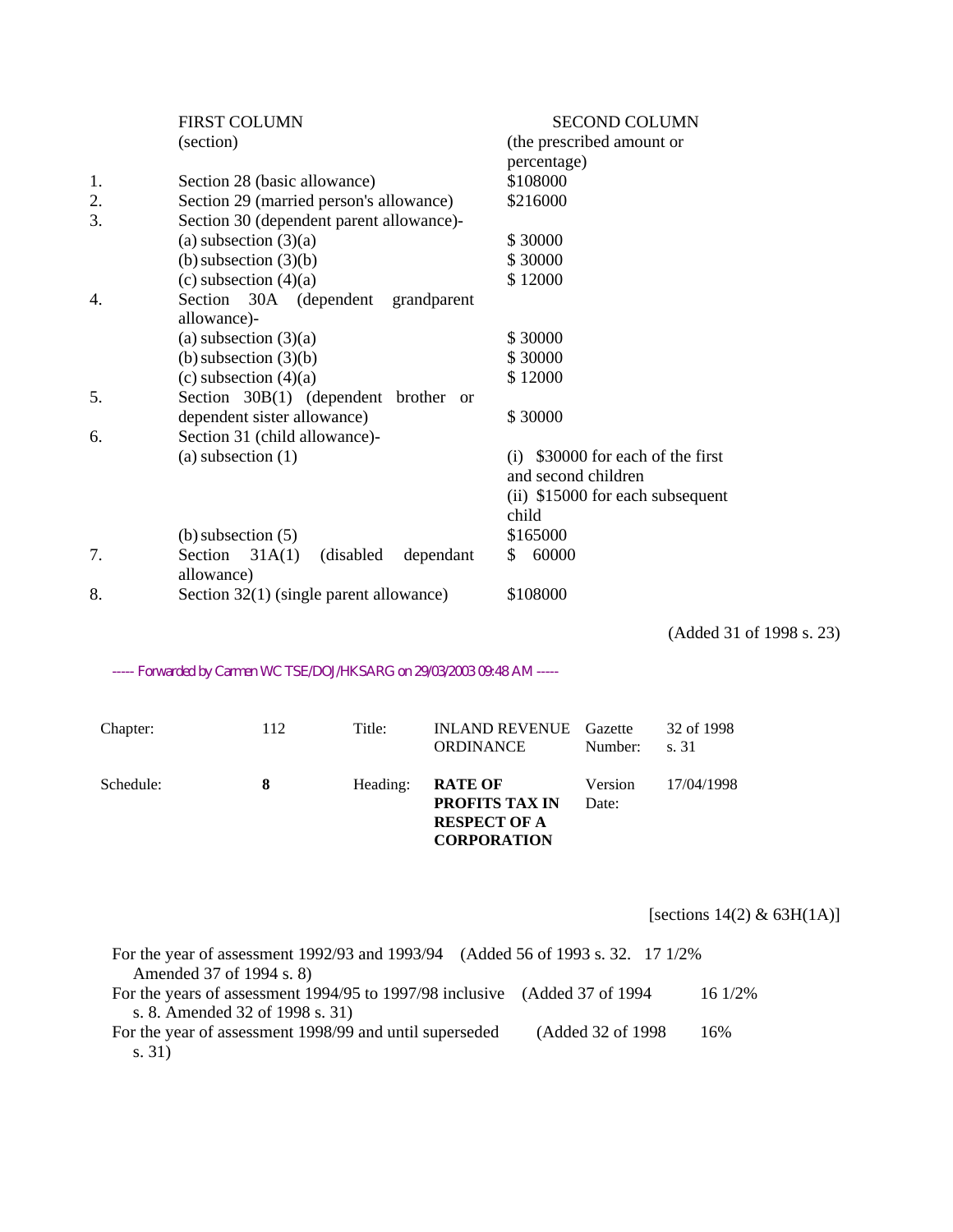| | FIRST COLUMN (section) | SECOND COLUMN (the prescribed amount or percentage) |
|---|---|---|
| 1. | Section 28 (basic allowance) | $108000 |
| 2. | Section 29 (married person's allowance) | $216000 |
| 3. | Section 30 (dependent parent allowance)- | |
| | (a) subsection (3)(a) | $ 30000 |
| | (b) subsection (3)(b) | $ 30000 |
| | (c) subsection (4)(a) | $ 12000 |
| 4. | Section 30A (dependent grandparent allowance)- | |
| | (a) subsection (3)(a) | $ 30000 |
| | (b) subsection (3)(b) | $ 30000 |
| | (c) subsection (4)(a) | $ 12000 |
| 5. | Section 30B(1) (dependent brother or dependent sister allowance) | $ 30000 |
| 6. | Section 31 (child allowance)- | |
| | (a) subsection (1) | (i) $30000 for each of the first and second children (ii) $15000 for each subsequent child |
| | (b) subsection (5) | $165000 |
| 7. | Section 31A(1) (disabled dependant allowance) | $ 60000 |
| 8. | Section 32(1) (single parent allowance) | $108000 |

(Added 31 of 1998 s. 23)

----- Forwarded by Carmen WC TSE/DOJ/HKSARG on 29/03/2003 09:48 AM -----

| | | | | | |
|---|---|---|---|---|---|
| Chapter: | 112 | Title: | INLAND REVENUE ORDINANCE | Gazette Number: | 32 of 1998 s. 31 |
| Schedule: | **8** | Heading: | **RATE OF PROFITS TAX IN RESPECT OF A CORPORATION** | Version Date: | 17/04/1998 |

[sections 14(2) & 63H(1A)]

| | |
|---|---|
| For the year of assessment 1992/93 and 1993/94 (Added 56 of 1993 s. 32. Amended 37 of 1994 s. 8) | 17 1/2% |
| For the years of assessment 1994/95 to 1997/98 inclusive (Added 37 of 1994 s. 8. Amended 32 of 1998 s. 31) | 16 1/2% |
| For the year of assessment 1998/99 and until superseded (Added 32 of 1998 s. 31) | 16% |